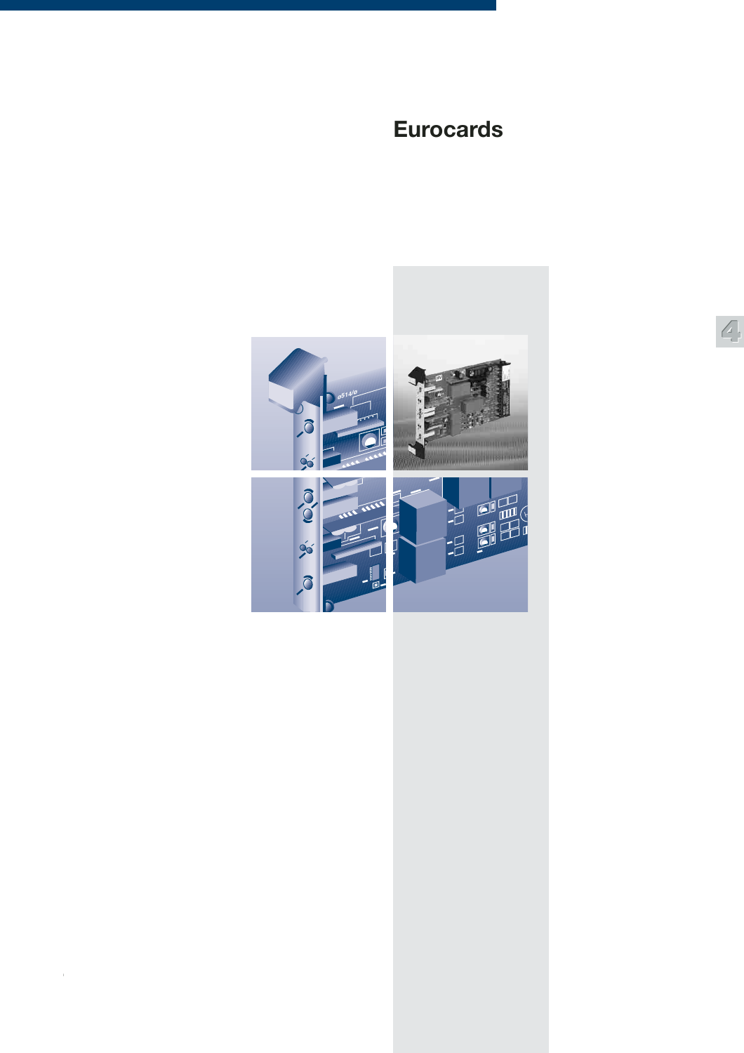# Eurocards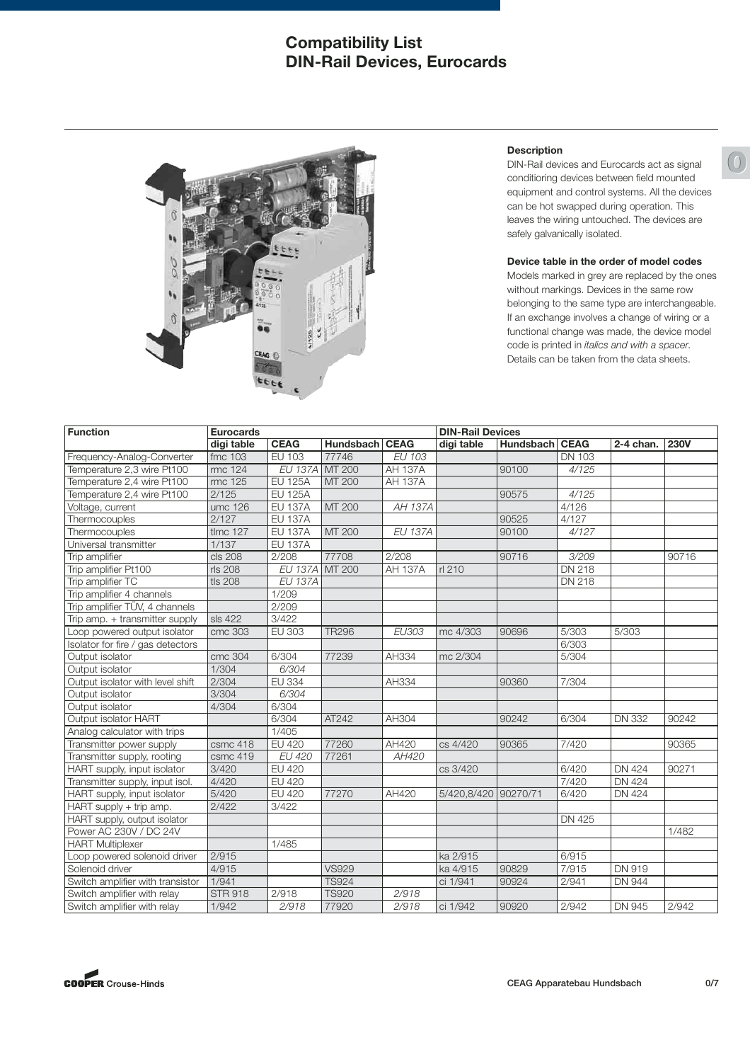# Compatibility List
# DIN-Rail Devices, Eurocards

### Description

DIN-Rail devices and Eurocards act as signal conditioning devices between field mounted equipment and control systems. All the devices can be hot swapped during operation. This leaves the wiring untouched. The devices are safely galvanically isolated.

### Device table in the order of model codes

Models marked in grey are replaced by the ones without markings. Devices in the same row belonging to the same type are interchangeable. If an exchange involves a change of wiring or a functional change was made, the device model code is printed in *italics and with a spacer*. Details can be taken from the data sheets.

| Function | Eurocards | | | | DIN-Rail Devices | | | | |
|---|---|---|---|---|---|---|---|---|---|
| | digi table | CEAG | Hundsbach | CEAG | digi table | Hundsbach | CEAG | 2-4 chan. | 230V |
| Frequency-Analog-Converter | fmc 103 | EU 103 | 77746 | *EU 103* | | | DN 103 | | |
| Temperature 2,3 wire Pt100 | rmc 124 | *EU 137A* | MT 200 | AH 137A | | 90100 | *4/125* | | |
| Temperature 2,4 wire Pt100 | rmc 125 | EU 125A | MT 200 | AH 137A | | | | | |
| Temperature 2,4 wire Pt100 | 2/125 | EU 125A | | | | 90575 | *4/125* | | |
| Voltage, current | umc 126 | EU 137A | MT 200 | *AH 137A* | | | 4/126 | | |
| Thermocouples | 2/127 | EU 137A | | | | 90525 | 4/127 | | |
| Thermocouples | tlmc 127 | EU 137A | MT 200 | *EU 137A* | | 90100 | *4/127* | | |
| Universal transmitter | 1/137 | EU 137A | | | | | | | |
| Trip amplifier | cls 208 | 2/208 | 77708 | 2/208 | | 90716 | *3/209* | | 90716 |
| Trip amplifier Pt100 | rls 208 | *EU 137A* | MT 200 | AH 137A | rl 210 | | DN 218 | | |
| Trip amplifier TC | tls 208 | *EU 137A* | | | | | DN 218 | | |
| Trip amplifier 4 channels | | 1/209 | | | | | | | |
| Trip amplifier TÜV, 4 channels | | 2/209 | | | | | | | |
| Trip amp. + transmitter supply | sls 422 | 3/422 | | | | | | | |
| Loop powered output isolator | cmc 303 | EU 303 | TR296 | *EU303* | mc 4/303 | 90696 | 5/303 | 5/303 | |
| Isolator for fire / gas detectors | | | | | | | 6/303 | | |
| Output isolator | cmc 304 | 6/304 | 77239 | AH334 | mc 2/304 | | 5/304 | | |
| Output isolator | 1/304 | *6/304* | | | | | | | |
| Output isolator with level shift | 2/304 | EU 334 | | AH334 | | 90360 | 7/304 | | |
| Output isolator | 3/304 | *6/304* | | | | | | | |
| Output isolator | 4/304 | 6/304 | | | | | | | |
| Output isolator HART | | 6/304 | AT242 | AH304 | | 90242 | 6/304 | DN 332 | 90242 |
| Analog calculator with trips | | 1/405 | | | | | | | |
| Transmitter power supply | csmc 418 | EU 420 | 77260 | AH420 | cs 4/420 | 90365 | 7/420 | | 90365 |
| Transmitter supply, rooting | csmc 419 | *EU 420* | 77261 | *AH420* | | | | | |
| HART supply, input isolator | 3/420 | EU 420 | | | cs 3/420 | | 6/420 | DN 424 | 90271 |
| Transmitter supply, input isol. | 4/420 | EU 420 | | | | | 7/420 | DN 424 | |
| HART supply, input isolator | 5/420 | EU 420 | 77270 | AH420 | 5/420,8/420 | 90270/71 | 6/420 | DN 424 | |
| HART supply + trip amp. | 2/422 | 3/422 | | | | | | | |
| HART supply, output isolator | | | | | | | DN 425 | | |
| Power AC 230V / DC 24V | | | | | | | | | 1/482 |
| HART Multiplexer | | 1/485 | | | | | | | |
| Loop powered solenoid driver | 2/915 | | | | ka 2/915 | | 6/915 | | |
| Solenoid driver | 4/915 | | VS929 | | ka 4/915 | 90829 | 7/915 | DN 919 | |
| Switch amplifier with transistor | 1/941 | | TS924 | | ci 1/941 | 90924 | 2/941 | DN 944 | |
| Switch amplifier with relay | STR 918 | 2/918 | TS920 | *2/918* | | | | | |
| Switch amplifier with relay | 1/942 | *2/918* | 77920 | *2/918* | ci 1/942 | 90920 | 2/942 | DN 945 | 2/942 |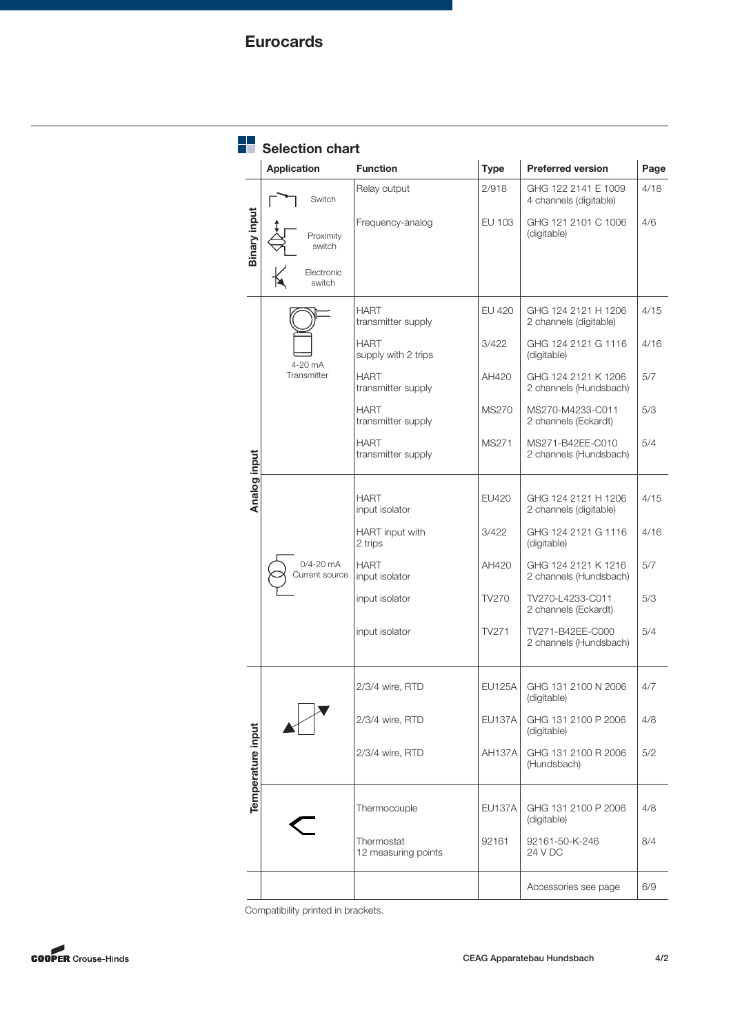# Eurocards

## Selection chart

| | Application | Function | Type | Preferred version | Page |
|---|---|---|---|---|---|
| Binary input | Switch / Proximity switch / Electronic switch | Relay output | 2/918 | GHG 122 2141 E 1009 4 channels (digitable) | 4/18 |
| | | Frequency-analog | EU 103 | GHG 121 2101 C 1006 (digitable) | 4/6 |
| Analog input | 4-20 mA Transmitter | HART transmitter supply | EU 420 | GHG 124 2121 H 1206 2 channels (digitable) | 4/15 |
| | | HART supply with 2 trips | 3/422 | GHG 124 2121 G 1116 (digitable) | 4/16 |
| | | HART transmitter supply | AH420 | GHG 124 2121 K 1206 2 channels (Hundsbach) | 5/7 |
| | | HART transmitter supply | MS270 | MS270-M4233-C011 2 channels (Eckardt) | 5/3 |
| | | HART transmitter supply | MS271 | MS271-B42EE-C010 2 channels (Hundsbach) | 5/4 |
| | 0/4-20 mA Current source | HART input isolator | EU420 | GHG 124 2121 H 1206 2 channels (digitable) | 4/15 |
| | | HART input with 2 trips | 3/422 | GHG 124 2121 G 1116 (digitable) | 4/16 |
| | | HART input isolator | AH420 | GHG 124 2121 K 1216 2 channels (Hundsbach) | 5/7 |
| | | input isolator | TV270 | TV270-L4233-C011 2 channels (Eckardt) | 5/3 |
| | | input isolator | TV271 | TV271-B42EE-C000 2 channels (Hundsbach) | 5/4 |
| Temperature input | | 2/3/4 wire, RTD | EU125A | GHG 131 2100 N 2006 (digitable) | 4/7 |
| | | 2/3/4 wire, RTD | EU137A | GHG 131 2100 P 2006 (digitable) | 4/8 |
| | | 2/3/4 wire, RTD | AH137A | GHG 131 2100 R 2006 (Hundsbach) | 5/2 |
| | | Thermocouple | EU137A | GHG 131 2100 P 2006 (digitable) | 4/8 |
| | | Thermostat 12 measuring points | 92161 | 92161-50-K-246 24 V DC | 8/4 |
| | | | | Accessories see page | 6/9 |

Compatibility printed in brackets.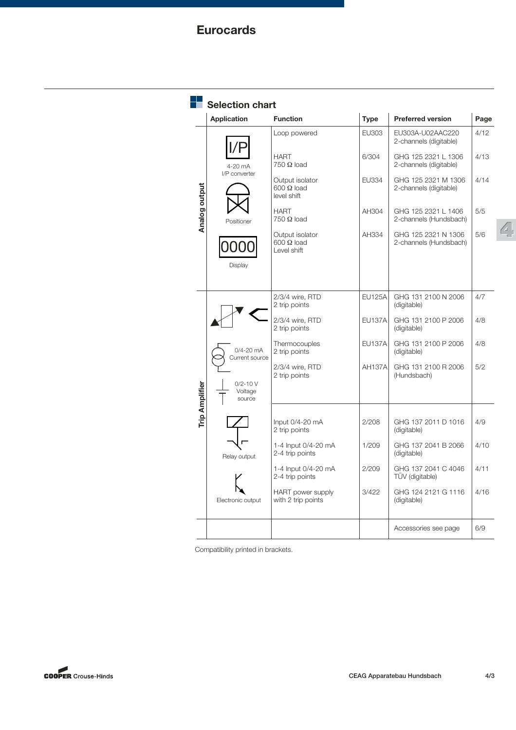# Eurocards

## Selection chart

| | Application | Function | Type | Preferred version | Page |
|---|---|---|---|---|---|
| Analog output | 4-20 mA I/P converter; Positioner; Display | Loop powered | EU303 | EU303A-U02AAC220 2-channels (digitable) | 4/12 |
| | | HART 750 Ω load | 6/304 | GHG 125 2321 L 1306 2-channels (digitable) | 4/13 |
| | | Output isolator 600 Ω load level shift | EU334 | GHG 125 2321 M 1306 2-channels (digitable) | 4/14 |
| | | HART 750 Ω load | AH304 | GHG 125 2321 L 1406 2-channels (Hundsbach) | 5/5 |
| | | Output isolator 600 Ω load Level shift | AH334 | GHG 125 2321 N 1306 2-channels (Hundsbach) | 5/6 |
| Trip Amplifier | 0/4-20 mA Current source; 0/2-10 V Voltage source; Relay output; Electronic output | 2/3/4 wire, RTD 2 trip points | EU125A | GHG 131 2100 N 2006 (digitable) | 4/7 |
| | | 2/3/4 wire, RTD 2 trip points | EU137A | GHG 131 2100 P 2006 (digitable) | 4/8 |
| | | Thermocouples 2 trip points | EU137A | GHG 131 2100 P 2006 (digitable) | 4/8 |
| | | 2/3/4 wire, RTD 2 trip points | AH137A | GHG 131 2100 R 2006 (Hundsbach) | 5/2 |
| | | Input 0/4-20 mA 2 trip points | 2/208 | GHG 137 2011 D 1016 (digitable) | 4/9 |
| | | 1-4 Input 0/4-20 mA 2-4 trip points | 1/209 | GHG 137 2041 B 2066 (digitable) | 4/10 |
| | | 1-4 Input 0/4-20 mA 2-4 trip points | 2/209 | GHG 137 2041 C 4046 TÜV (digitable) | 4/11 |
| | | HART power supply with 2 trip points | 3/422 | GHG 124 2121 G 1116 (digitable) | 4/16 |
| | | | | Accessories see page | 6/9 |

Compatibility printed in brackets.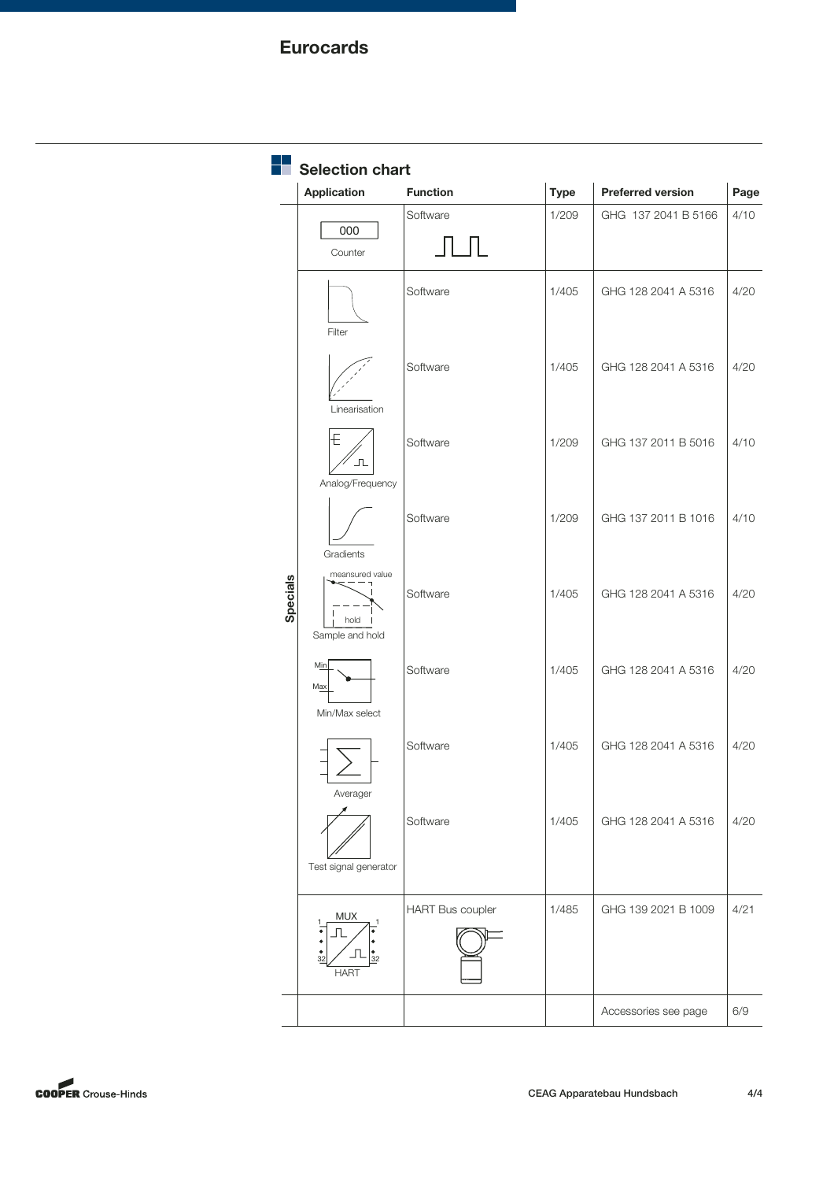# Eurocards

## Selection chart

| | Application | Function | Type | Preferred version | Page |
|---|---|---|---|---|---|
| | 000 Counter | Software | 1/209 | GHG 137 2041 B 5166 | 4/10 |
| Specials | Filter | Software | 1/405 | GHG 128 2041 A 5316 | 4/20 |
| | Linearisation | Software | 1/405 | GHG 128 2041 A 5316 | 4/20 |
| | Analog/Frequency | Software | 1/209 | GHG 137 2011 B 5016 | 4/10 |
| | Gradients | Software | 1/209 | GHG 137 2011 B 1016 | 4/10 |
| | meansured value, hold, Sample and hold | Software | 1/405 | GHG 128 2041 A 5316 | 4/20 |
| | Min, Max, Min/Max select | Software | 1/405 | GHG 128 2041 A 5316 | 4/20 |
| | Averager | Software | 1/405 | GHG 128 2041 A 5316 | 4/20 |
| | Test signal generator | Software | 1/405 | GHG 128 2041 A 5316 | 4/20 |
| | MUX 1 32 1 32 HART | HART Bus coupler | 1/485 | GHG 139 2021 B 1009 | 4/21 |
| | | | | Accessories see page | 6/9 |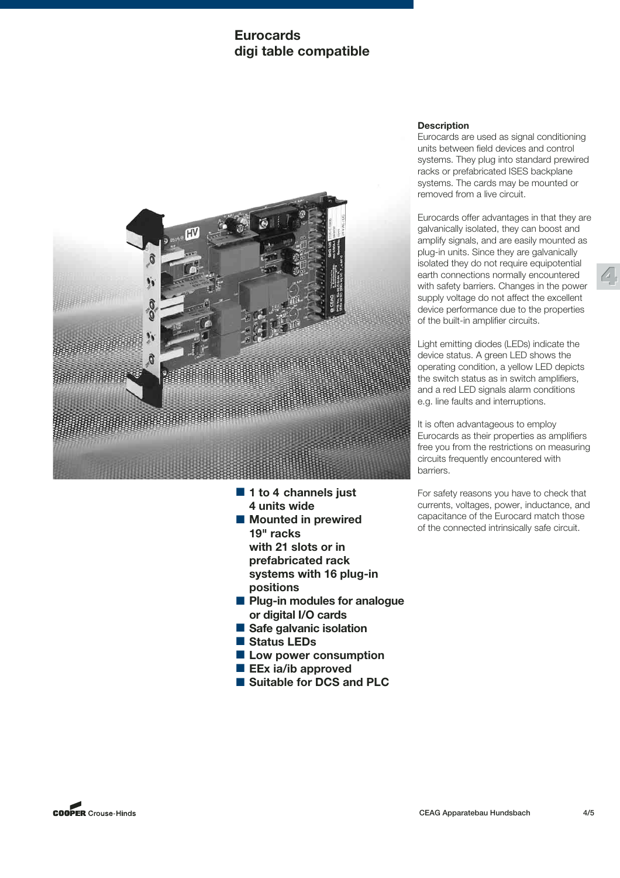# Eurocards digi table compatible

- **1 to 4 channels just 4 units wide**
- **Mounted in prewired 19" racks with 21 slots or in prefabricated rack systems with 16 plug-in positions**
- **Plug-in modules for analogue or digital I/O cards**
- **Safe galvanic isolation**
- **Status LEDs**
- **Low power consumption**
- **EEx ia/ib approved**
- **Suitable for DCS and PLC**

**Description**

Eurocards are used as signal conditioning units between field devices and control systems. They plug into standard prewired racks or prefabricated ISES backplane systems. The cards may be mounted or removed from a live circuit.

Eurocards offer advantages in that they are galvanically isolated, they can boost and amplify signals, and are easily mounted as plug-in units. Since they are galvanically isolated they do not require equipotential earth connections normally encountered with safety barriers. Changes in the power supply voltage do not affect the excellent device performance due to the properties of the built-in amplifier circuits.

Light emitting diodes (LEDs) indicate the device status. A green LED shows the operating condition, a yellow LED depicts the switch status as in switch amplifiers, and a red LED signals alarm conditions e.g. line faults and interruptions.

It is often advantageous to employ Eurocards as their properties as amplifiers free you from the restrictions on measuring circuits frequently encountered with barriers.

For safety reasons you have to check that currents, voltages, power, inductance, and capacitance of the Eurocard match those of the connected intrinsically safe circuit.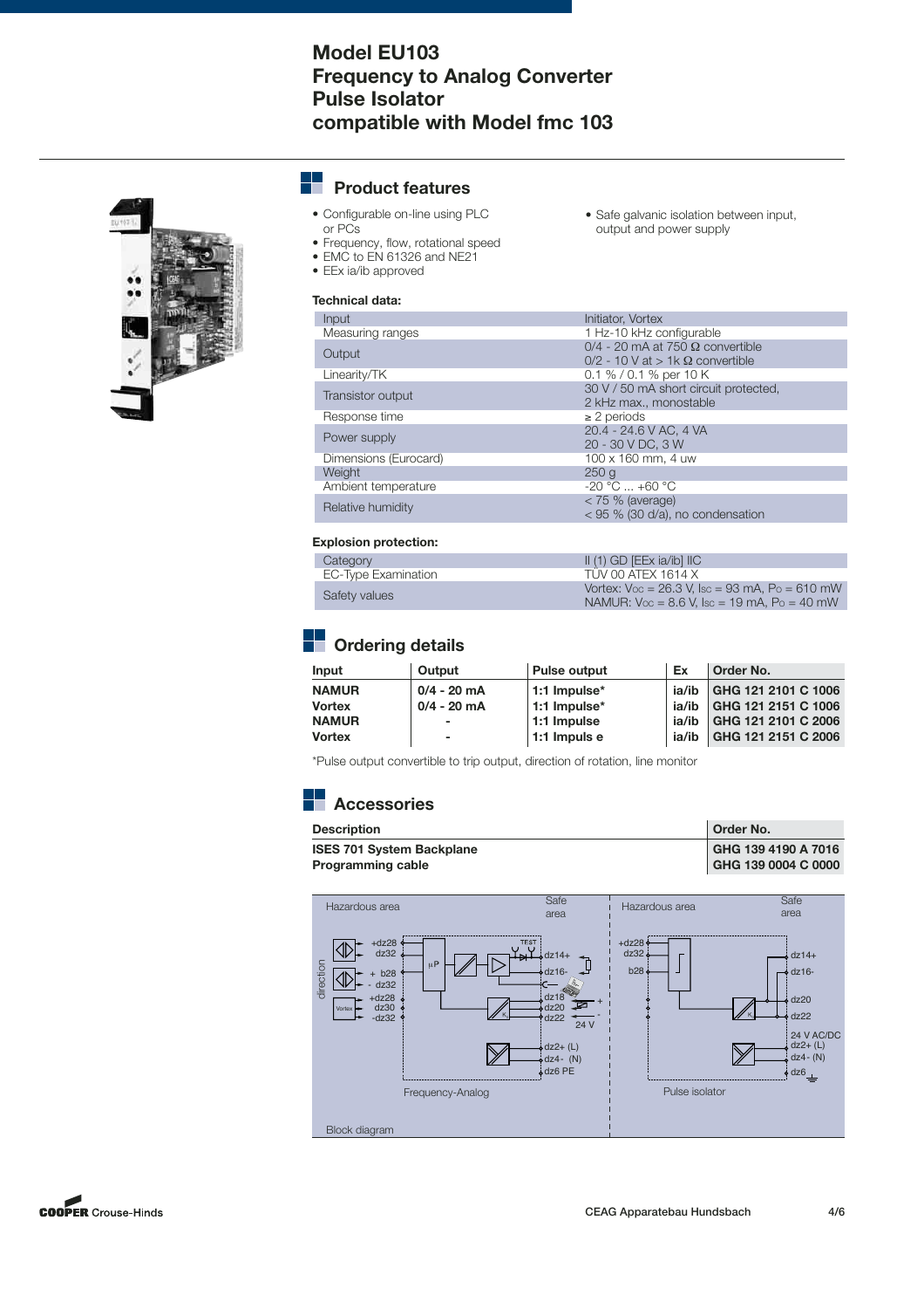# Model EU103
# Frequency to Analog Converter
# Pulse Isolator
# compatible with Model fmc 103

## Product features

- Configurable on-line using PLC or PCs
- Frequency, flow, rotational speed
- EMC to EN 61326 and NE21
- EEx ia/ib approved
- Safe galvanic isolation between input, output and power supply

### Technical data:

| | |
|---|---|
| Input | Initiator, Vortex |
| Measuring ranges | 1 Hz-10 kHz configurable |
| Output | 0/4 - 20 mA at 750 Ω convertible<br>0/2 - 10 V at > 1k Ω convertible |
| Linearity/TK | 0.1 % / 0.1 % per 10 K |
| Transistor output | 30 V / 50 mA short circuit protected,<br>2 kHz max., monostable |
| Response time | ≥ 2 periods |
| Power supply | 20.4 - 24.6 V AC, 4 VA<br>20 - 30 V DC, 3 W |
| Dimensions (Eurocard) | 100 x 160 mm, 4 uw |
| Weight | 250 g |
| Ambient temperature | -20 °C ... +60 °C |
| Relative humidity | < 75 % (average)<br>< 95 % (30 d/a), no condensation |

### Explosion protection:

| | |
|---|---|
| Category | II (1) GD [EEx ia/ib] IIC |
| EC-Type Examination | TÜV 00 ATEX 1614 X |
| Safety values | Vortex: $V_{OC}$ = 26.3 V, $I_{SC}$ = 93 mA, $P_O$ = 610 mW<br>NAMUR: $V_{OC}$ = 8.6 V, $I_{SC}$ = 19 mA, $P_O$ = 40 mW |

## Ordering details

| Input | Output | Pulse output | Ex | Order No. |
|---|---|---|---|---|
| **NAMUR** | **0/4 - 20 mA** | **1:1 Impulse*** | **ia/ib** | **GHG 121 2101 C 1006** |
| **Vortex** | **0/4 - 20 mA** | **1:1 Impulse*** | **ia/ib** | **GHG 121 2151 C 1006** |
| **NAMUR** | **-** | **1:1 Impulse** | **ia/ib** | **GHG 121 2101 C 2006** |
| **Vortex** | **-** | **1:1 Impuls e** | **ia/ib** | **GHG 121 2151 C 2006** |

*Pulse output convertible to trip output, direction of rotation, line monitor

## Accessories

| Description | Order No. |
|---|---|
| **ISES 701 System Backplane** | **GHG 139 4190 A 7016** |
| **Programming cable** | **GHG 139 0004 C 0000** |

Block diagram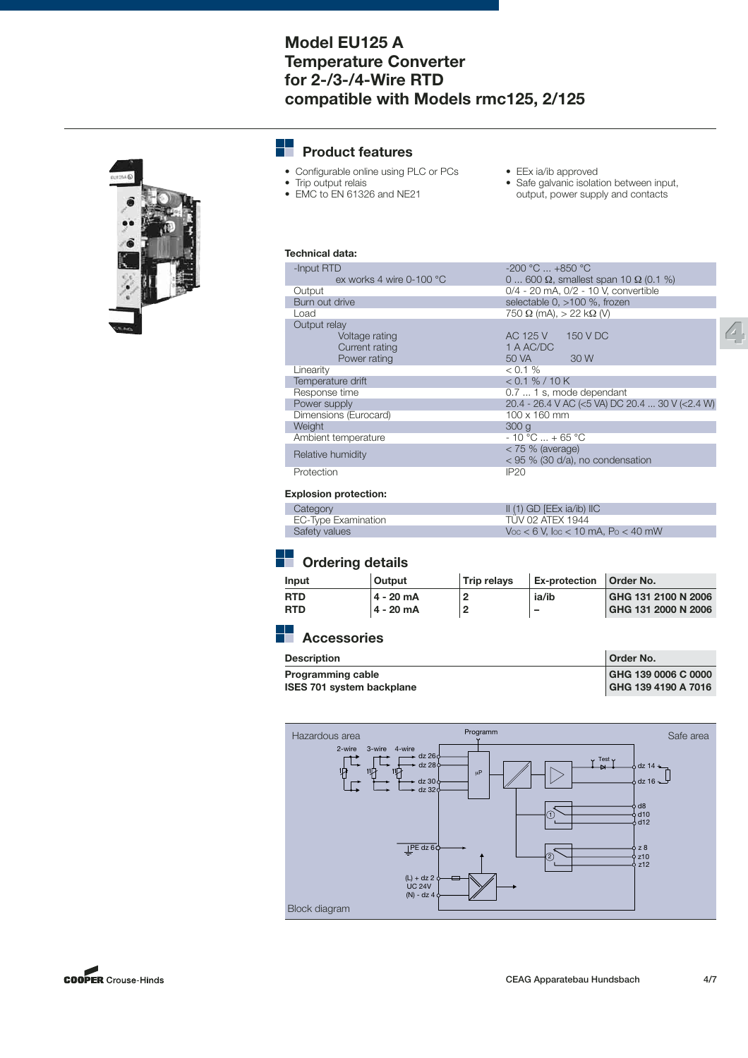# Model EU125 A Temperature Converter for 2-/3-/4-Wire RTD compatible with Models rmc125, 2/125

## Product features

- Configurable online using PLC or PCs
- Trip output relais
- EMC to EN 61326 and NE21
- EEx ia/ib approved
- Safe galvanic isolation between input, output, power supply and contacts

**Technical data:**

| | |
|---|---|
| -Input RTD | -200 °C ... +850 °C |
| ex works 4 wire 0-100 °C | 0 ... 600 Ω, smallest span 10 Ω (0.1 %) |
| Output | 0/4 - 20 mA, 0/2 - 10 V, convertible |
| Burn out drive | selectable 0, >100 %, frozen |
| Load | 750 Ω (mA), > 22 kΩ (V) |
| Output relay | |
| Voltage rating | AC 125 V 150 V DC |
| Current rating | 1 A AC/DC |
| Power rating | 50 VA 30 W |
| Linearity | < 0.1 % |
| Temperature drift | < 0.1 % / 10 K |
| Response time | 0.7 ... 1 s, mode dependant |
| Power supply | 20.4 - 26.4 V AC (<5 VA) DC 20.4 ... 30 V (<2.4 W) |
| Dimensions (Eurocard) | 100 x 160 mm |
| Weight | 300 g |
| Ambient temperature | - 10 °C ... + 65 °C |
| Relative humidity | < 75 % (average)<br>< 95 % (30 d/a), no condensation |
| Protection | IP20 |

**Explosion protection:**

| | |
|---|---|
| Category | II (1) GD [EEx ia/ib] IIC |
| EC-Type Examination | TÜV 02 ATEX 1944 |
| Safety values | $V_{OC}$ < 6 V, $I_{OC}$ < 10 mA, $P_O$ < 40 mW |

## Ordering details

| Input | Output | Trip relays | Ex-protection | Order No. |
|---|---|---|---|---|
| **RTD** | **4 - 20 mA** | **2** | **ia/ib** | **GHG 131 2100 N 2006** |
| **RTD** | **4 - 20 mA** | **2** | **–** | **GHG 131 2000 N 2006** |

## Accessories

| Description | Order No. |
|---|---|
| **Programming cable** | **GHG 139 0006 C 0000** |
| **ISES 701 system backplane** | **GHG 139 4190 A 7016** |

Hazardous area — Safe area — Programm — 2-wire, 3-wire, 4-wire — dz 26, dz 28, dz 30, dz 32 — µP — Test — dz 14, dz 16 — d8, d10, d12 — z 8, z10, z12 — PE dz 6 — (L) + dz 2, UC 24V, (N) - dz 4

Block diagram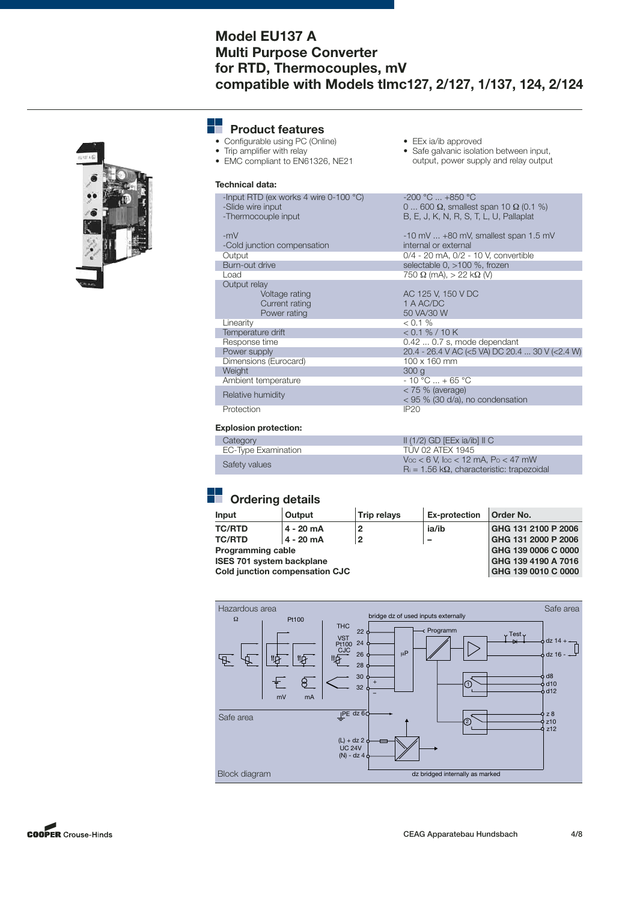# Model EU137 A
# Multi Purpose Converter
# for RTD, Thermocouples, mV
# compatible with Models tlmc127, 2/127, 1/137, 124, 2/124

## Product features

- Configurable using PC (Online)
- Trip amplifier with relay
- EMC compliant to EN61326, NE21
- EEx ia/ib approved
- Safe galvanic isolation between input, output, power supply and relay output

**Technical data:**

| | |
|---|---|
| -Input RTD (ex works 4 wire 0-100 °C)<br>-Slide wire input<br>-Thermocouple input<br><br>-mV<br>-Cold junction compensation | -200 °C ... +850 °C<br>0 ... 600 Ω, smallest span 10 Ω (0.1 %)<br>B, E, J, K, N, R, S, T, L, U, Pallaplat<br><br>-10 mV ... +80 mV, smallest span 1.5 mV<br>internal or external |
| Output | 0/4 - 20 mA, 0/2 - 10 V, convertible |
| Burn-out drive | selectable 0, >100 %, frozen |
| Load | 750 Ω (mA), > 22 kΩ (V) |
| Output relay<br>Voltage rating<br>Current rating<br>Power rating | <br>AC 125 V, 150 V DC<br>1 A AC/DC<br>50 VA/30 W |
| Linearity | < 0.1 % |
| Temperature drift | < 0.1 % / 10 K |
| Response time | 0.42 ... 0.7 s, mode dependant |
| Power supply | 20.4 - 26.4 V AC (<5 VA) DC 20.4 ... 30 V (<2.4 W) |
| Dimensions (Eurocard) | 100 x 160 mm |
| Weight | 300 g |
| Ambient temperature | - 10 °C ... + 65 °C |
| Relative humidity | < 75 % (average)<br>< 95 % (30 d/a), no condensation |
| Protection | IP20 |

**Explosion protection:**

| | |
|---|---|
| Category | II (1/2) GD [EEx ia/ib] II C |
| EC-Type Examination | TÜV 02 ATEX 1945 |
| Safety values | $V_{OC}$ < 6 V, $I_{OC}$ < 12 mA, $P_O$ < 47 mW<br>$R_i$ = 1.56 kΩ, characteristic: trapezoidal |

## Ordering details

| Input | Output | Trip relays | Ex-protection | Order No. |
|---|---|---|---|---|
| **TC/RTD** | **4 - 20 mA** | **2** | **ia/ib** | **GHG 131 2100 P 2006** |
| **TC/RTD** | **4 - 20 mA** | **2** | **–** | **GHG 131 2000 P 2006** |
| **Programming cable** | | | | **GHG 139 0006 C 0000** |
| **ISES 701 system backplane** | | | | **GHG 139 4190 A 7016** |
| **Cold junction compensation CJC** | | | | **GHG 139 0010 C 0000** |

Hazardous area — Safe area

Ω Pt100 THC VST Pt100 CJC mV mA

bridge dz of used inputs externally

22 24 26 28 30 32 + – µP Programm Test dz 14 + dz 16 - d8 d10 d12 z 8 z10 z12

Safe area PE dz 6

(L) + dz 2 UC 24V (N) - dz 4

dz bridged internally as marked

Block diagram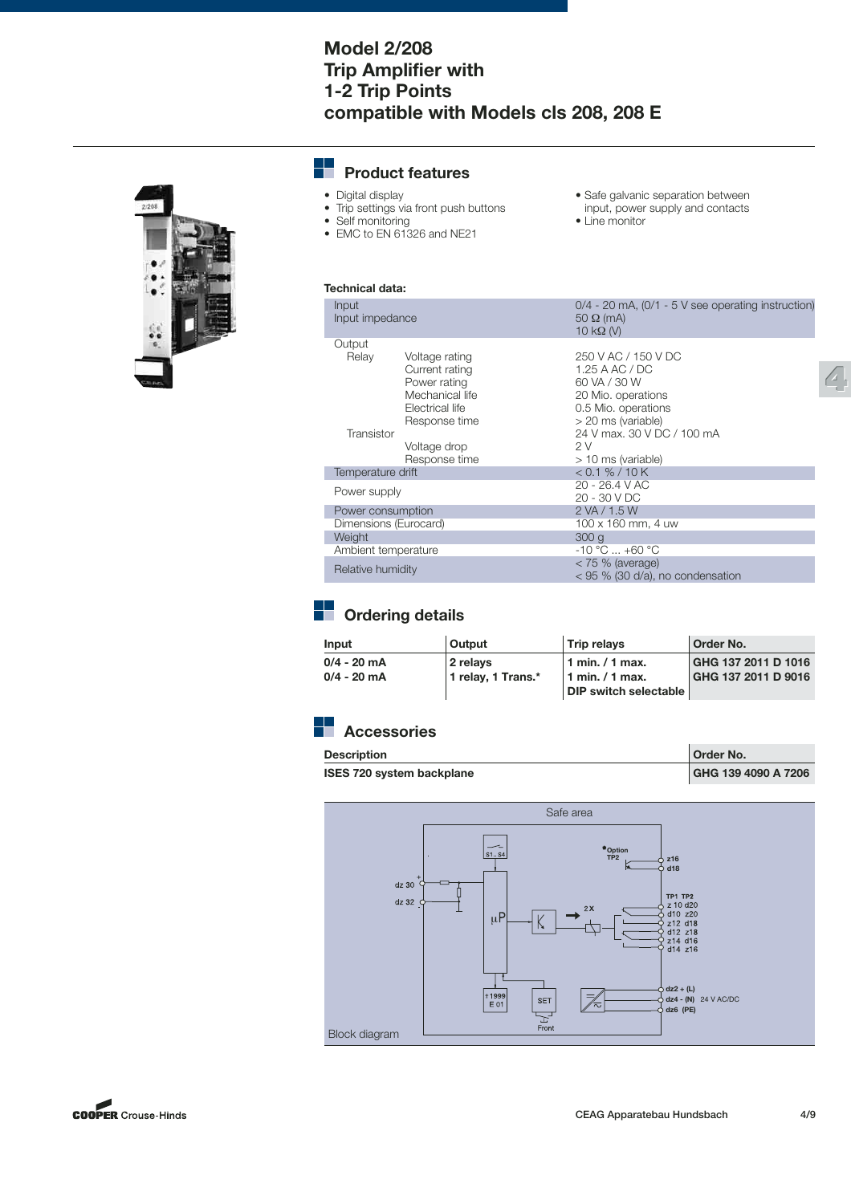# Model 2/208
# Trip Amplifier with 1-2 Trip Points compatible with Models cls 208, 208 E

## Product features

- Digital display
- Trip settings via front push buttons
- Self monitoring
- EMC to EN 61326 and NE21
- Safe galvanic separation between input, power supply and contacts
- Line monitor

**Technical data:**

| | | |
|---|---|---|
| Input | | 0/4 - 20 mA, (0/1 - 5 V see operating instruction) |
| Input impedance | | 50 Ω (mA)<br>10 kΩ (V) |
| Output | | |
| Relay | Voltage rating | 250 V AC / 150 V DC |
| | Current rating | 1.25 A AC / DC |
| | Power rating | 60 VA / 30 W |
| | Mechanical life | 20 Mio. operations |
| | Electrical life | 0.5 Mio. operations |
| | Response time | > 20 ms (variable) |
| Transistor | | 24 V max. 30 V DC / 100 mA |
| | Voltage drop | 2 V |
| | Response time | > 10 ms (variable) |
| Temperature drift | | < 0.1 % / 10 K |
| Power supply | | 20 - 26.4 V AC<br>20 - 30 V DC |
| Power consumption | | 2 VA / 1.5 W |
| Dimensions (Eurocard) | | 100 x 160 mm, 4 uw |
| Weight | | 300 g |
| Ambient temperature | | -10 °C ... +60 °C |
| Relative humidity | | < 75 % (average)<br>< 95 % (30 d/a), no condensation |

## Ordering details

| Input | Output | Trip relays | Order No. |
|---|---|---|---|
| **0/4 - 20 mA** | **2 relays** | **1 min. / 1 max.** | **GHG 137 2011 D 1016** |
| **0/4 - 20 mA** | **1 relay, 1 Trans.*** | **1 min. / 1 max.<br>DIP switch selectable** | **GHG 137 2011 D 9016** |

## Accessories

| Description | Order No. |
|---|---|
| **ISES 720 system backplane** | **GHG 139 4090 A 7206** |

Safe area

Block diagram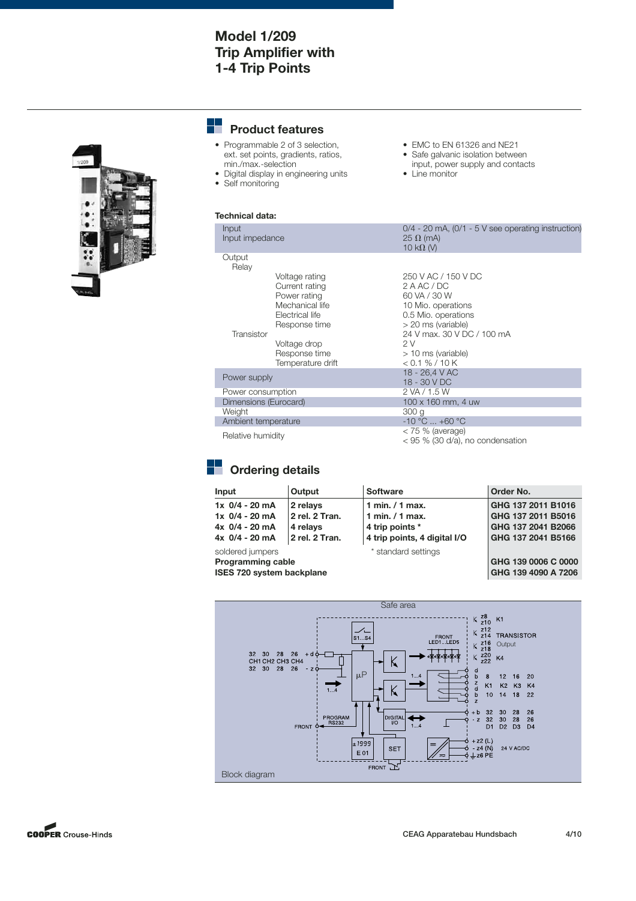# Model 1/209
# Trip Amplifier with 1-4 Trip Points

## Product features

- Programmable 2 of 3 selection, ext. set points, gradients, ratios, min./max.-selection
- Digital display in engineering units
- Self monitoring
- EMC to EN 61326 and NE21
- Safe galvanic isolation between input, power supply and contacts
- Line monitor

**Technical data:**

| | | |
|---|---|---|
| Input<br>Input impedance | | 0/4 - 20 mA, (0/1 - 5 V see operating instruction)<br>25 Ω (mA)<br>10 kΩ (V) |
| Output<br>Relay | | |
| | Voltage rating | 250 V AC / 150 V DC |
| | Current rating | 2 A AC / DC |
| | Power rating | 60 VA / 30 W |
| | Mechanical life | 10 Mio. operations |
| | Electrical life | 0.5 Mio. operations |
| | Response time | > 20 ms (variable) |
| Transistor | | 24 V max. 30 V DC / 100 mA |
| | Voltage drop | 2 V |
| | Response time | > 10 ms (variable) |
| | Temperature drift | < 0.1 % / 10 K |
| Power supply | | 18 - 26,4 V AC<br>18 - 30 V DC |
| Power consumption | | 2 VA / 1.5 W |
| Dimensions (Eurocard) | | 100 x 160 mm, 4 uw |
| Weight | | 300 g |
| Ambient temperature | | -10 °C ... +60 °C |
| Relative humidity | | < 75 % (average)<br>< 95 % (30 d/a), no condensation |

## Ordering details

| Input | Output | Software | Order No. |
|---|---|---|---|
| **1x 0/4 - 20 mA** | **2 relays** | **1 min. / 1 max.** | **GHG 137 2011 B1016** |
| **1x 0/4 - 20 mA** | **2 rel. 2 Tran.** | **1 min. / 1 max.** | **GHG 137 2011 B5016** |
| **4x 0/4 - 20 mA** | **4 relays** | **4 trip points *** | **GHG 137 2041 B2066** |
| **4x 0/4 - 20 mA** | **2 rel. 2 Tran.** | **4 trip points, 4 digital I/O** | **GHG 137 2041 B5166** |
| soldered jumpers | | * standard settings | |
| **Programming cable** | | | **GHG 139 0006 C 0000** |
| **ISES 720 system backplane** | | | **GHG 139 4090 A 7206** |

Block diagram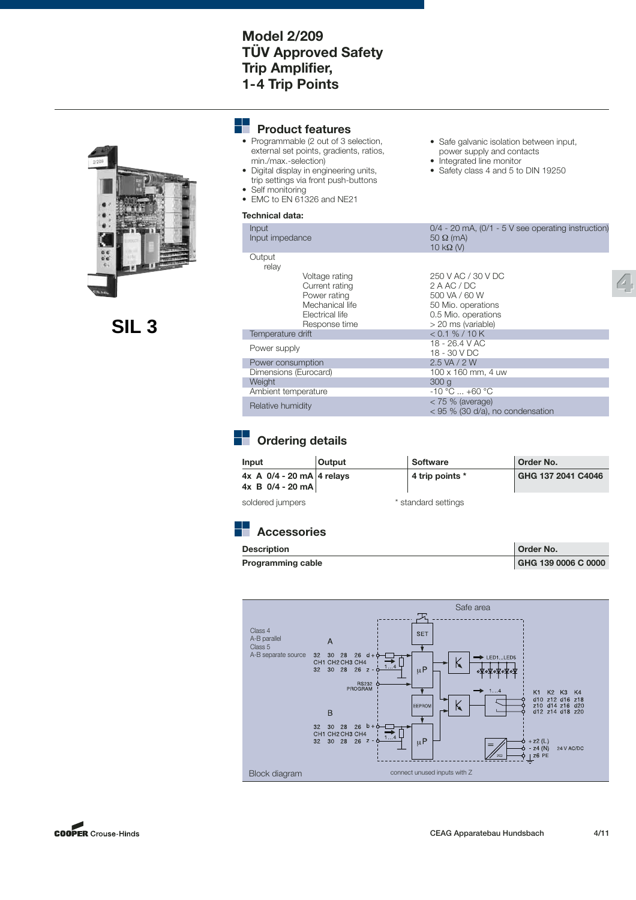# Model 2/209 TÜV Approved Safety Trip Amplifier, 1-4 Trip Points

**SIL 3**

## Product features

- Programmable (2 out of 3 selection, external set points, gradients, ratios, min./max.-selection)
- Digital display in engineering units, trip settings via front push-buttons
- Self monitoring
- EMC to EN 61326 and NE21
- Safe galvanic isolation between input, power supply and contacts
- Integrated line monitor
- Safety class 4 and 5 to DIN 19250

**Technical data:**

| | |
|---|---|
| Input<br>Input impedance | 0/4 - 20 mA, (0/1 - 5 V see operating instruction)<br>50 Ω (mA)<br>10 kΩ (V) |
| Output<br>relay | |
| Voltage rating | 250 V AC / 30 V DC |
| Current rating | 2 A AC / DC |
| Power rating | 500 VA / 60 W |
| Mechanical life | 50 Mio. operations |
| Electrical life | 0.5 Mio. operations |
| Response time | > 20 ms (variable) |
| Temperature drift | < 0.1 % / 10 K |
| Power supply | 18 - 26.4 V AC<br>18 - 30 V DC |
| Power consumption | 2.5 VA / 2 W |
| Dimensions (Eurocard) | 100 x 160 mm, 4 uw |
| Weight | 300 g |
| Ambient temperature | -10 °C ... +60 °C |
| Relative humidity | < 75 % (average)<br>< 95 % (30 d/a), no condensation |

## Ordering details

| Input | Output | Software | Order No. |
|---|---|---|---|
| **4x A 0/4 - 20 mA**<br>**4x B 0/4 - 20 mA** | **4 relays** | **4 trip points \*** | **GHG 137 2041 C4046** |

soldered jumpers

\* standard settings

## Accessories

| Description | Order No. |
|---|---|
| **Programming cable** | **GHG 139 0006 C 0000** |

Block diagram

Safe area

Class 4
A-B parallel
Class 5
A-B separate source

connect unused inputs with Z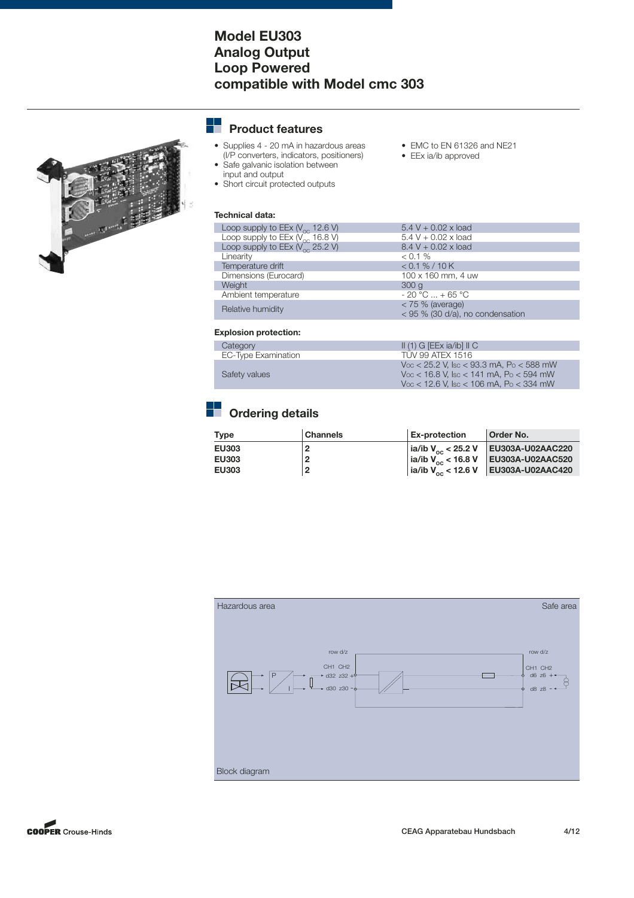# Model EU303 Analog Output Loop Powered compatible with Model cmc 303

## Product features

- Supplies 4 - 20 mA in hazardous areas (I/P converters, indicators, positioners)
- Safe galvanic isolation between input and output
- Short circuit protected outputs
- EMC to EN 61326 and NE21
- EEx ia/ib approved

**Technical data:**

| | |
|---|---|
| Loop supply to EEx ($V_{oc}$ 12.6 V) | 5.4 V + 0.02 x load |
| Loop supply to EEx ($V_{oc}$ 16.8 V) | 5.4 V + 0.02 x load |
| Loop supply to EEx ($V_{oc}$ 25.2 V) | 8.4 V + 0.02 x load |
| Linearity | < 0.1 % |
| Temperature drift | < 0.1 % / 10 K |
| Dimensions (Eurocard) | 100 x 160 mm, 4 uw |
| Weight | 300 g |
| Ambient temperature | - 20 °C ... + 65 °C |
| Relative humidity | < 75 % (average)<br>< 95 % (30 d/a), no condensation |

**Explosion protection:**

| | |
|---|---|
| Category | II (1) G [EEx ia/ib] II C |
| EC-Type Examination | TÜV 99 ATEX 1516 |
| Safety values | $V_{oc}$ < 25.2 V, $I_{sc}$ < 93.3 mA, $P_o$ < 588 mW<br>$V_{oc}$ < 16.8 V, $I_{sc}$ < 141 mA, $P_o$ < 594 mW<br>$V_{oc}$ < 12.6 V, $I_{sc}$ < 106 mA, $P_o$ < 334 mW |

## Ordering details

| Type | Channels | Ex-protection | Order No. |
|---|---|---|---|
| **EU303** | **2** | **ia/ib $V_{oc}$ < 25.2 V** | **EU303A-U02AAC220** |
| **EU303** | **2** | **ia/ib $V_{oc}$ < 16.8 V** | **EU303A-U02AAC520** |
| **EU303** | **2** | **ia/ib $V_{oc}$ < 12.6 V** | **EU303A-U02AAC420** |

Hazardous area | Safe area

Block diagram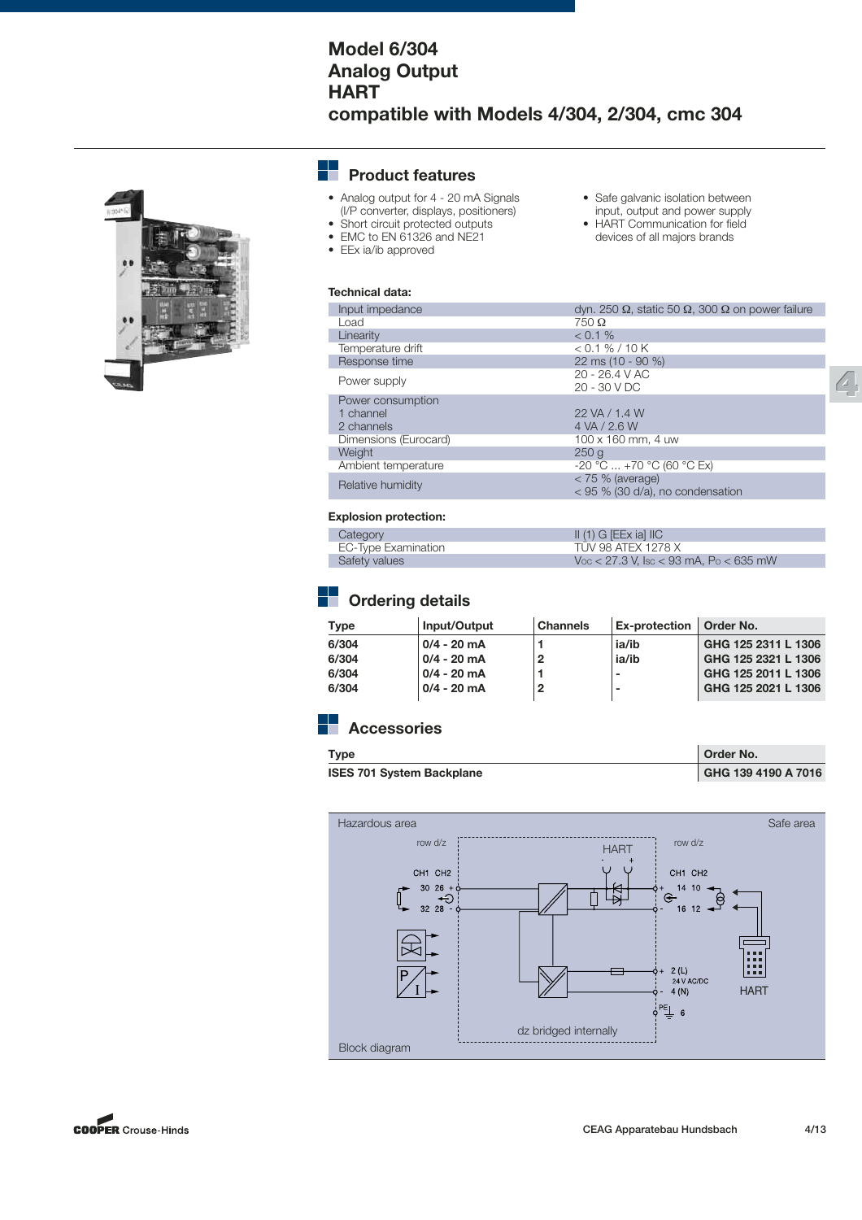# Model 6/304
# Analog Output
# HART
# compatible with Models 4/304, 2/304, cmc 304

## Product features

- Analog output for 4 - 20 mA Signals (I/P converter, displays, positioners)
- Short circuit protected outputs
- EMC to EN 61326 and NE21
- EEx ia/ib approved
- Safe galvanic isolation between input, output and power supply
- HART Communication for field devices of all majors brands

**Technical data:**

| | |
|---|---|
| Input impedance | dyn. 250 Ω, static 50 Ω, 300 Ω on power failure |
| Load | 750 Ω |
| Linearity | < 0.1 % |
| Temperature drift | < 0.1 % / 10 K |
| Response time | 22 ms (10 - 90 %) |
| Power supply | 20 - 26.4 V AC<br>20 - 30 V DC |
| Power consumption<br>1 channel<br>2 channels | <br>22 VA / 1.4 W<br>4 VA / 2.6 W |
| Dimensions (Eurocard) | 100 x 160 mm, 4 uw |
| Weight | 250 g |
| Ambient temperature | -20 °C ... +70 °C (60 °C Ex) |
| Relative humidity | < 75 % (average)<br>< 95 % (30 d/a), no condensation |

**Explosion protection:**

| | |
|---|---|
| Category | II (1) G [EEx ia] IIC |
| EC-Type Examination | TÜV 98 ATEX 1278 X |
| Safety values | $V_{OC}$ < 27.3 V, $I_{SC}$ < 93 mA, $P_O$ < 635 mW |

## Ordering details

| Type | Input/Output | Channels | Ex-protection | Order No. |
|---|---|---|---|---|
| **6/304** | **0/4 - 20 mA** | **1** | **ia/ib** | **GHG 125 2311 L 1306** |
| **6/304** | **0/4 - 20 mA** | **2** | **ia/ib** | **GHG 125 2321 L 1306** |
| **6/304** | **0/4 - 20 mA** | **1** | **-** | **GHG 125 2011 L 1306** |
| **6/304** | **0/4 - 20 mA** | **2** | **-** | **GHG 125 2021 L 1306** |

## Accessories

| Type | Order No. |
|---|---|
| **ISES 701 System Backplane** | **GHG 139 4190 A 7016** |

Hazardous area — Safe area

row d/z — HART — row d/z

CH1 CH2: 30 26 +, 32 28 -

CH1 CH2: + 14 10, - 16 12

+ 2 (L) 24 V AC/DC, - 4 (N), PE 6

HART

dz bridged internally

Block diagram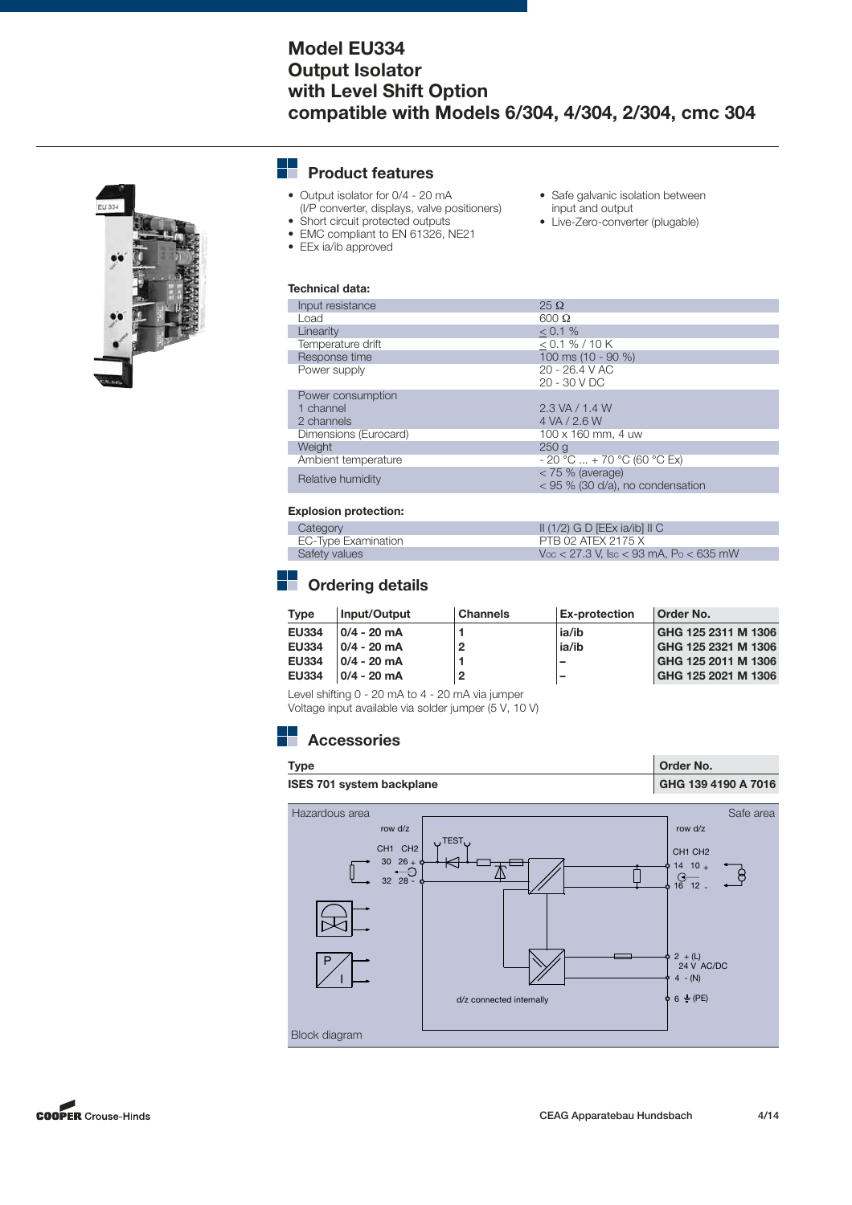# Model EU334
# Output Isolator
# with Level Shift Option
# compatible with Models 6/304, 4/304, 2/304, cmc 304

## Product features

- Output isolator for 0/4 - 20 mA (I/P converter, displays, valve positioners)
- Short circuit protected outputs
- EMC compliant to EN 61326, NE21
- EEx ia/ib approved
- Safe galvanic isolation between input and output
- Live-Zero-converter (plugable)

**Technical data:**

| | |
|---|---|
| Input resistance | 25 Ω |
| Load | 600 Ω |
| Linearity | ≤ 0.1 % |
| Temperature drift | ≤ 0.1 % / 10 K |
| Response time | 100 ms (10 - 90 %) |
| Power supply | 20 - 26.4 V AC<br>20 - 30 V DC |
| Power consumption<br>1 channel<br>2 channels | <br>2.3 VA / 1.4 W<br>4 VA / 2.6 W |
| Dimensions (Eurocard) | 100 x 160 mm, 4 uw |
| Weight | 250 g |
| Ambient temperature | - 20 °C ... + 70 °C (60 °C Ex) |
| Relative humidity | < 75 % (average)<br>< 95 % (30 d/a), no condensation |

**Explosion protection:**

| | |
|---|---|
| Category | II (1/2) G D [EEx ia/ib] II C |
| EC-Type Examination | PTB 02 ATEX 2175 X |
| Safety values | $V_{OC}$ < 27.3 V, $I_{SC}$ < 93 mA, $P_O$ < 635 mW |

## Ordering details

| Type | Input/Output | Channels | Ex-protection | Order No. |
|---|---|---|---|---|
| **EU334** | **0/4 - 20 mA** | **1** | **ia/ib** | **GHG 125 2311 M 1306** |
| **EU334** | **0/4 - 20 mA** | **2** | **ia/ib** | **GHG 125 2321 M 1306** |
| **EU334** | **0/4 - 20 mA** | **1** | **–** | **GHG 125 2011 M 1306** |
| **EU334** | **0/4 - 20 mA** | **2** | **–** | **GHG 125 2021 M 1306** |

Level shifting 0 - 20 mA to 4 - 20 mA via jumper
Voltage input available via solder jumper (5 V, 10 V)

## Accessories

| Type | Order No. |
|---|---|
| **ISES 701 system backplane** | **GHG 139 4190 A 7016** |

Hazardous area | Safe area

row d/z | row d/z

CH1 CH2: 30 26 +, 32 28 - | CH1 CH2: 14 10 +, 16 12 -

TEST

2 + (L) 24 V AC/DC, 4 - (N), 6 (PE)

d/z connected internally

Block diagram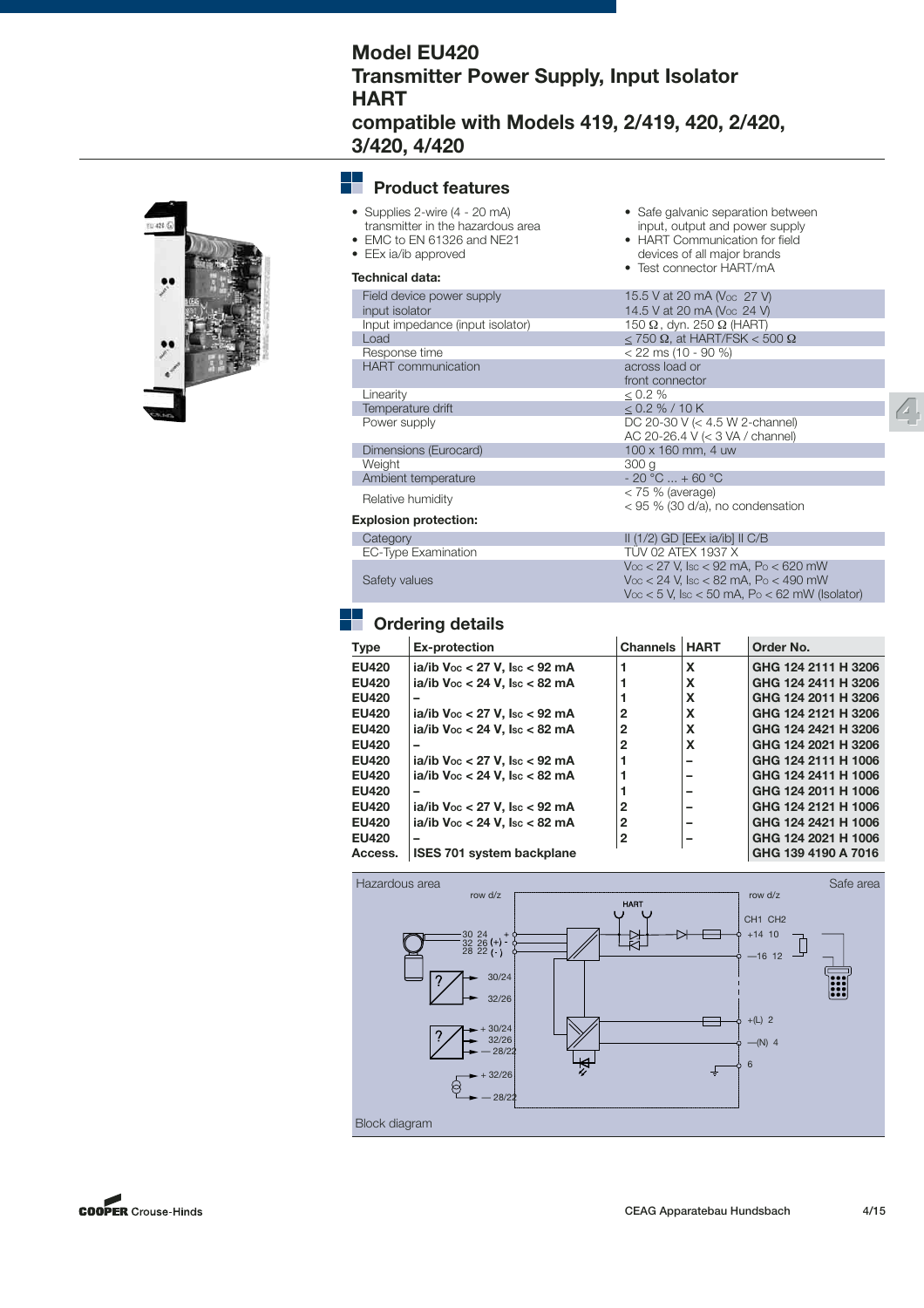# Model EU420
# Transmitter Power Supply, Input Isolator HART
# compatible with Models 419, 2/419, 420, 2/420, 3/420, 4/420

## Product features

- Supplies 2-wire (4 - 20 mA) transmitter in the hazardous area
- EMC to EN 61326 and NE21
- EEx ia/ib approved
- Safe galvanic separation between input, output and power supply
- HART Communication for field devices of all major brands
- Test connector HART/mA

**Technical data:**

| | |
|---|---|
| Field device power supply | 15.5 V at 20 mA ($V_{OC}$ 27 V) |
| input isolator | 14.5 V at 20 mA ($V_{OC}$ 24 V) |
| Input impedance (input isolator) | 150 Ω , dyn. 250 Ω (HART) |
| Load | ≤ 750 Ω, at HART/FSK < 500 Ω |
| Response time | < 22 ms (10 - 90 %) |
| HART communication | across load or front connector |
| Linearity | ≤ 0.2 % |
| Temperature drift | ≤ 0.2 % / 10 K |
| Power supply | DC 20-30 V (< 4.5 W 2-channel) AC 20-26.4 V (< 3 VA / channel) |
| Dimensions (Eurocard) | 100 x 160 mm, 4 uw |
| Weight | 300 g |
| Ambient temperature | - 20 °C ... + 60 °C |
| Relative humidity | < 75 % (average) < 95 % (30 d/a), no condensation |

**Explosion protection:**

| | |
|---|---|
| Category | II (1/2) GD [EEx ia/ib] II C/B |
| EC-Type Examination | TÜV 02 ATEX 1937 X |
| Safety values | $V_{OC}$ < 27 V, $I_{SC}$ < 92 mA, $P_O$ < 620 mW<br>$V_{OC}$ < 24 V, $I_{SC}$ < 82 mA, $P_O$ < 490 mW<br>$V_{OC}$ < 5 V, $I_{SC}$ < 50 mA, $P_O$ < 62 mW (Isolator) |

## Ordering details

| Type | Ex-protection | Channels | HART | Order No. |
|---|---|---|---|---|
| EU420 | ia/ib $V_{OC}$ < 27 V, $I_{SC}$ < 92 mA | 1 | X | GHG 124 2111 H 3206 |
| EU420 | ia/ib $V_{OC}$ < 24 V, $I_{SC}$ < 82 mA | 1 | X | GHG 124 2411 H 3206 |
| EU420 | – | 1 | X | GHG 124 2011 H 3206 |
| EU420 | ia/ib $V_{OC}$ < 27 V, $I_{SC}$ < 92 mA | 2 | X | GHG 124 2121 H 3206 |
| EU420 | ia/ib $V_{OC}$ < 24 V, $I_{SC}$ < 82 mA | 2 | X | GHG 124 2421 H 3206 |
| EU420 | – | 2 | X | GHG 124 2021 H 3206 |
| EU420 | ia/ib $V_{OC}$ < 27 V, $I_{SC}$ < 92 mA | 1 | – | GHG 124 2111 H 1006 |
| EU420 | ia/ib $V_{OC}$ < 24 V, $I_{SC}$ < 82 mA | 1 | – | GHG 124 2411 H 1006 |
| EU420 | – | 1 | – | GHG 124 2011 H 1006 |
| EU420 | ia/ib $V_{OC}$ < 27 V, $I_{SC}$ < 92 mA | 2 | – | GHG 124 2121 H 1006 |
| EU420 | ia/ib $V_{OC}$ < 24 V, $I_{SC}$ < 82 mA | 2 | – | GHG 124 2421 H 1006 |
| EU420 | – | 2 | – | GHG 124 2021 H 1006 |
| Access. | ISES 701 system backplane | | | GHG 139 4190 A 7016 |

Hazardous area — Safe area

Block diagram

CEAG Apparatebau Hundsbach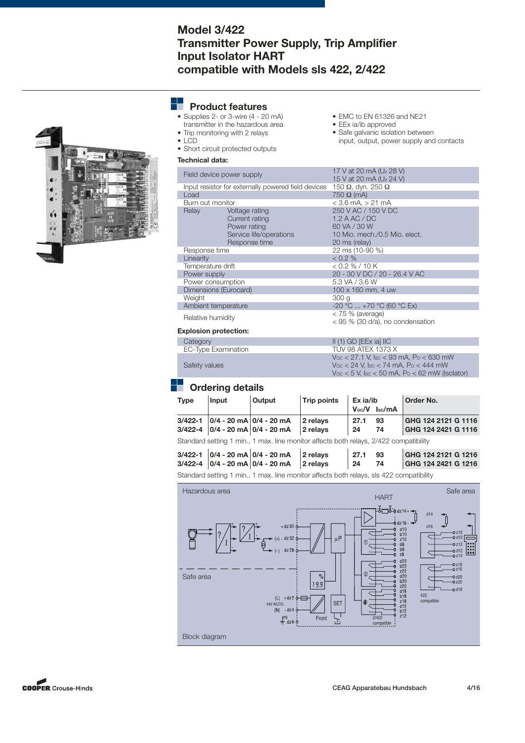# Model 3/422
# Transmitter Power Supply, Trip Amplifier
# Input Isolator HART
# compatible with Models sls 422, 2/422

## Product features

- Supplies 2- or 3-wire (4 - 20 mA) transmitter in the hazardous area
- Trip monitoring with 2 relays
- LCD
- Short circuit protected outputs
- EMC to EN 61326 and NE21
- EEx ia/ib approved
- Safe galvanic isolation between input, output, power supply and contacts

**Technical data:**

| | | |
|---|---|---|
| Field device power supply | | 17 V at 20 mA ($U_Z$ 28 V)<br>15 V at 20 mA ($U_Z$ 24 V) |
| Input resistor for externally powered field devices | | 150 Ω, dyn. 250 Ω |
| Load | | 750 Ω (mA) |
| Burn out monitor | | < 3.6 mA, > 21 mA |
| Relay | Voltage rating | 250 V AC / 150 V DC |
| | Current rating | 1.2 A AC / DC |
| | Power rating | 60 VA / 30 W |
| | Service life/operations | 10 Mio. mech./0.5 Mio. elect. |
| | Response time | 20 ms (relay) |
| Response time | | 22 ms (10-90 %) |
| Linearity | | < 0.2 % |
| Temperature drift | | < 0.2 % / 10 K |
| Power supply | | 20 - 30 V DC / 20 - 26.4 V AC |
| Power consumption | | 5.3 VA / 3.6 W |
| Dimensions (Eurocard) | | 100 x 160 mm, 4 uw |
| Weight | | 300 g |
| Ambient temperature | | -20 °C ... +70 °C (60 °C Ex) |
| Relative humidity | | < 75 % (average)<br>< 95 % (30 d/a), no condensation |

**Explosion protection:**

| | |
|---|---|
| Category | II (1) GD [EEx ia] IIC |
| EC-Type Examination | TÜV 98 ATEX 1373 X |
| Safety values | $V_{OC}$ < 27.1 V, $I_{SC}$ < 93 mA, $P_O$ < 630 mW<br>$V_{OC}$ < 24 V, $I_{SC}$ < 74 mA, $P_O$ < 444 mW<br>$V_{OC}$ < 5 V, $I_{SC}$ < 50 mA, $P_O$ < 62 mW (Isolator) |

## Ordering details

| Type | Input | Output | Trip points | Ex ia/ib $V_{OC}$/V | $I_{SC}$/mA | Order No. |
|---|---|---|---|---|---|---|
| 3/422-1 | 0/4 - 20 mA | 0/4 - 20 mA | 2 relays | 27.1 | 93 | GHG 124 2121 G 1116 |
| 3/422-4 | 0/4 - 20 mA | 0/4 - 20 mA | 2 relays | 24 | 74 | GHG 124 2421 G 1116 |

Standard setting 1 min., 1 max. line monitor affects both relays, 2/422 compatibility

| Type | Input | Output | Trip points | Ex ia/ib $V_{OC}$/V | $I_{SC}$/mA | Order No. |
|---|---|---|---|---|---|---|
| 3/422-1 | 0/4 - 20 mA | 0/4 - 20 mA | 2 relays | 27.1 | 93 | GHG 124 2121 G 1216 |
| 3/422-4 | 0/4 - 20 mA | 0/4 - 20 mA | 2 relays | 24 | 74 | GHG 124 2421 G 1216 |

Standard setting 1 min., 1 max. line monitor affects both relays, sls 422 compatibility

Block diagram

Hazardous area | Safe area | HART | Safe area | 422 compatible | 2/422 compatible | Front | SET | 24V AC/DC

CEAG Apparatebau Hundsbach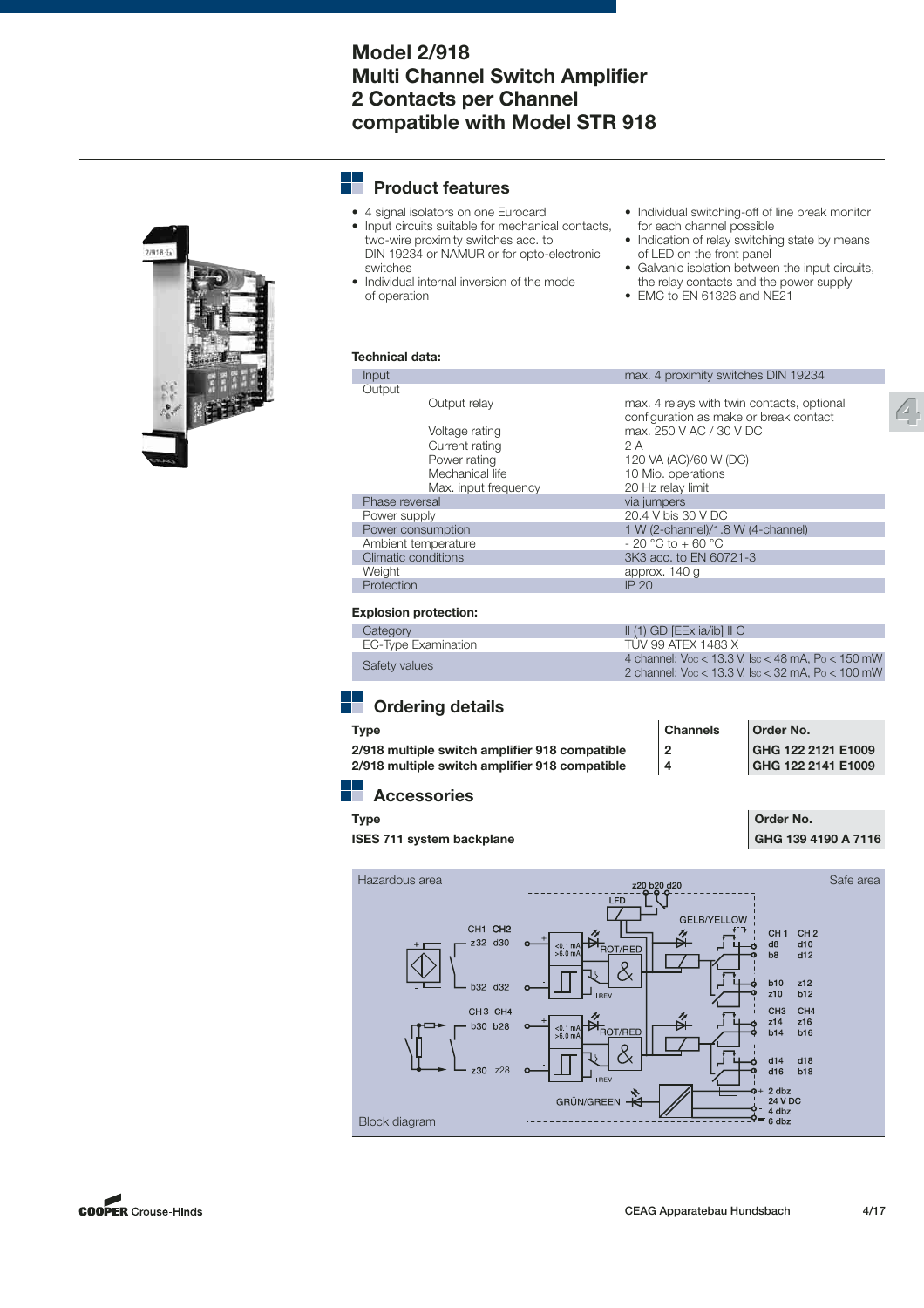# Model 2/918
# Multi Channel Switch Amplifier
# 2 Contacts per Channel
# compatible with Model STR 918

## Product features

- 4 signal isolators on one Eurocard
- Input circuits suitable for mechanical contacts, two-wire proximity switches acc. to DIN 19234 or NAMUR or for opto-electronic switches
- Individual internal inversion of the mode of operation
- Individual switching-off of line break monitor for each channel possible
- Indication of relay switching state by means of LED on the front panel
- Galvanic isolation between the input circuits, the relay contacts and the power supply
- EMC to EN 61326 and NE21

**Technical data:**

| | | |
|---|---|---|
| Input | | max. 4 proximity switches DIN 19234 |
| Output | | |
| | Output relay | max. 4 relays with twin contacts, optional configuration as make or break contact |
| | Voltage rating | max. 250 V AC / 30 V DC |
| | Current rating | 2 A |
| | Power rating | 120 VA (AC)/60 W (DC) |
| | Mechanical life | 10 Mio. operations |
| | Max. input frequency | 20 Hz relay limit |
| Phase reversal | | via jumpers |
| Power supply | | 20.4 V bis 30 V DC |
| Power consumption | | 1 W (2-channel)/1.8 W (4-channel) |
| Ambient temperature | | - 20 °C to + 60 °C |
| Climatic conditions | | 3K3 acc. to EN 60721-3 |
| Weight | | approx. 140 g |
| Protection | | IP 20 |

**Explosion protection:**

| | |
|---|---|
| Category | II (1) GD [EEx ia/ib] II C |
| EC-Type Examination | TÜV 99 ATEX 1483 X |
| Safety values | 4 channel: $V_{OC}$ < 13.3 V, $I_{SC}$ < 48 mA, $P_O$ < 150 mW<br>2 channel: $V_{OC}$ < 13.3 V, $I_{SC}$ < 32 mA, $P_O$ < 100 mW |

## Ordering details

| Type | Channels | Order No. |
|---|---|---|
| 2/918 multiple switch amplifier 918 compatible | 2 | GHG 122 2121 E1009 |
| 2/918 multiple switch amplifier 918 compatible | 4 | GHG 122 2141 E1009 |

## Accessories

| Type | Order No. |
|---|---|
| ISES 711 system backplane | GHG 139 4190 A 7116 |

Block diagram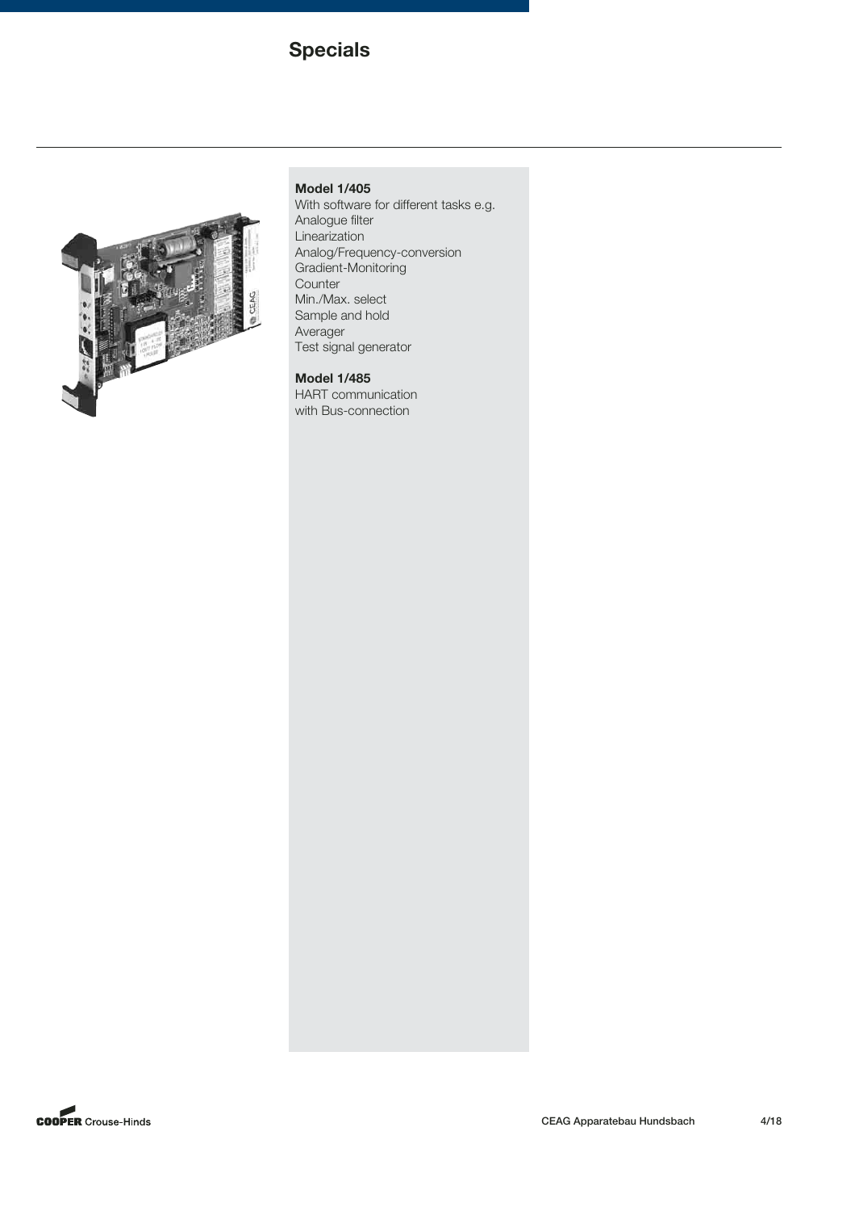# Specials

**Model 1/405**

With software for different tasks e.g.
Analogue filter
Linearization
Analog/Frequency-conversion
Gradient-Monitoring
Counter
Min./Max. select
Sample and hold
Averager
Test signal generator

**Model 1/485**

HART communication
with Bus-connection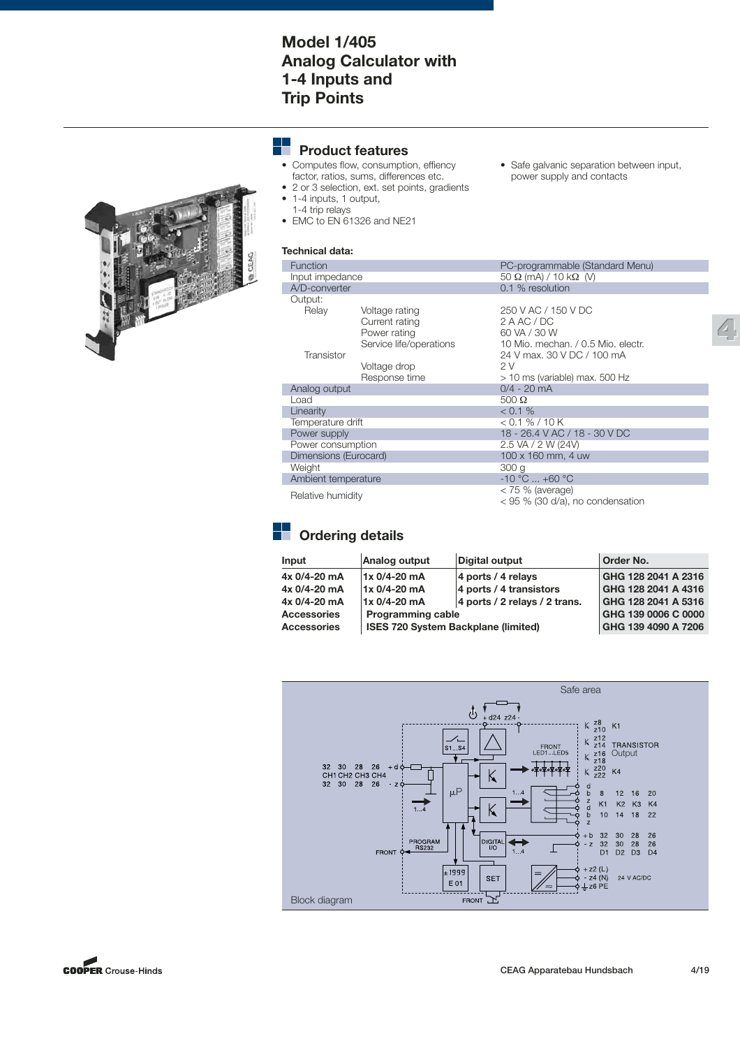# Model 1/405 Analog Calculator with 1-4 Inputs and Trip Points

## Product features

- Computes flow, consumption, effiency factor, ratios, sums, differences etc.
- 2 or 3 selection, ext. set points, gradients
- 1-4 inputs, 1 output, 1-4 trip relays
- EMC to EN 61326 and NE21
- Safe galvanic separation between input, power supply and contacts

**Technical data:**

| | | |
|---|---|---|
| Function | | PC-programmable (Standard Menu) |
| Input impedance | | 50 Ω (mA) / 10 kΩ (V) |
| A/D-converter | | 0.1 % resolution |
| Output: | | |
| Relay | Voltage rating | 250 V AC / 150 V DC |
| | Current rating | 2 A AC / DC |
| | Power rating | 60 VA / 30 W |
| | Service life/operations | 10 Mio. mechan. / 0.5 Mio. electr. |
| Transistor | | 24 V max. 30 V DC / 100 mA |
| | Voltage drop | 2 V |
| | Response time | > 10 ms (variable) max. 500 Hz |
| Analog output | | 0/4 - 20 mA |
| Load | | 500 Ω |
| Linearity | | < 0.1 % |
| Temperature drift | | < 0.1 % / 10 K |
| Power supply | | 18 - 26.4 V AC / 18 - 30 V DC |
| Power consumption | | 2.5 VA / 2 W (24V) |
| Dimensions (Eurocard) | | 100 x 160 mm, 4 uw |
| Weight | | 300 g |
| Ambient temperature | | -10 °C ... +60 °C |
| Relative humidity | | < 75 % (average)<br>< 95 % (30 d/a), no condensation |

## Ordering details

| Input | Analog output | Digital output | Order No. |
|---|---|---|---|
| **4x 0/4-20 mA** | **1x 0/4-20 mA** | **4 ports / 4 relays** | **GHG 128 2041 A 2316** |
| **4x 0/4-20 mA** | **1x 0/4-20 mA** | **4 ports / 4 transistors** | **GHG 128 2041 A 4316** |
| **4x 0/4-20 mA** | **1x 0/4-20 mA** | **4 ports / 2 relays / 2 trans.** | **GHG 128 2041 A 5316** |
| **Accessories** | **Programming cable** | | **GHG 139 0006 C 0000** |
| **Accessories** | **ISES 720 System Backplane (limited)** | | **GHG 139 4090 A 7206** |

Block diagram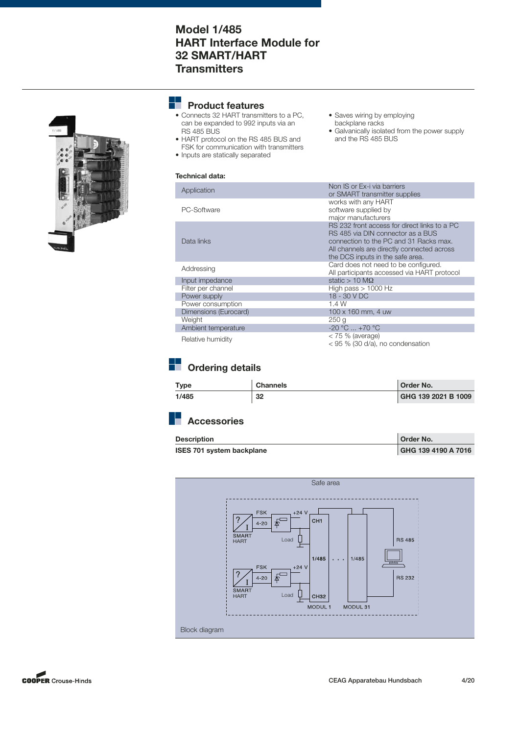# Model 1/485 HART Interface Module for 32 SMART/HART Transmitters

## Product features

- Connects 32 HART transmitters to a PC, can be expanded to 992 inputs via an RS 485 BUS
- HART protocol on the RS 485 BUS and FSK for communication with transmitters
- Inputs are statically separated
- Saves wiring by employing backplane racks
- Galvanically isolated from the power supply and the RS 485 BUS

**Technical data:**

| | |
|---|---|
| Application | Non IS or Ex-i via barriers or SMART transmitter supplies |
| PC-Software | works with any HART software supplied by major manufacturers |
| Data links | RS 232 front access for direct links to a PC<br>RS 485 via DIN connector as a BUS connection to the PC and 31 Racks max.<br>All channels are directly connected across the DCS inputs in the safe area. |
| Addressing | Card does not need to be configured.<br>All participants accessed via HART protocol |
| Input impedance | static > 10 MΩ |
| Filter per channel | High pass > 1000 Hz |
| Power supply | 18 - 30 V DC |
| Power consumption | 1.4 W |
| Dimensions (Eurocard) | 100 x 160 mm, 4 uw |
| Weight | 250 g |
| Ambient temperature | -20 °C ... +70 °C |
| Relative humidity | < 75 % (average)<br>< 95 % (30 d/a), no condensation |

## Ordering details

| Type | Channels | Order No. |
|---|---|---|
| **1/485** | **32** | **GHG 139 2021 B 1009** |

## Accessories

| Description | Order No. |
|---|---|
| **ISES 701 system backplane** | **GHG 139 4190 A 7016** |

Block diagram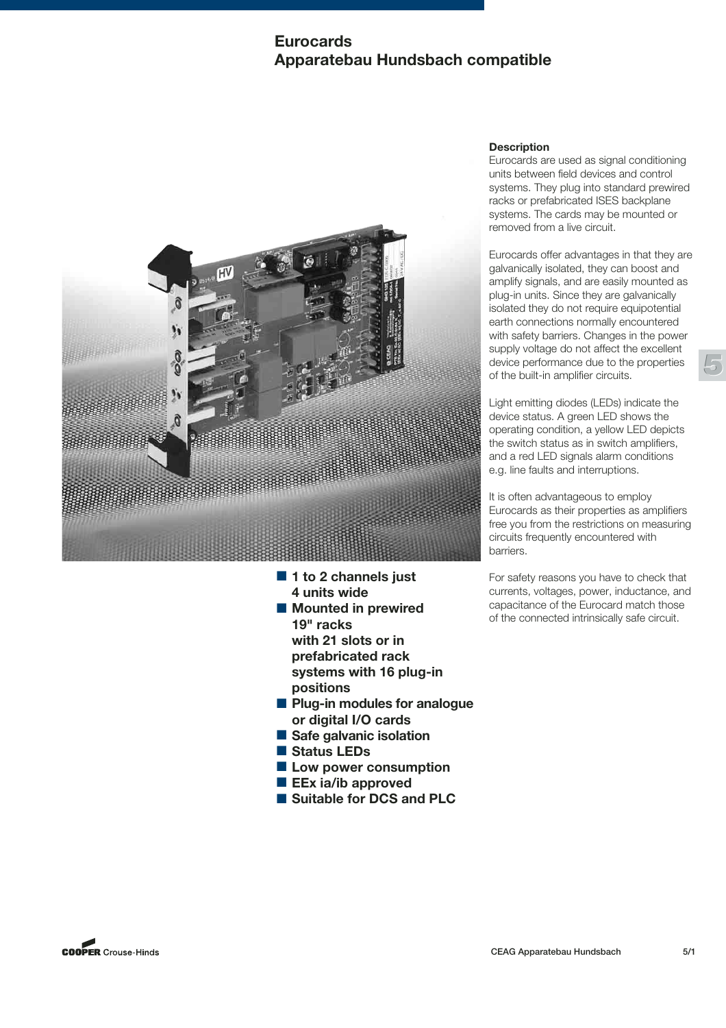# Eurocards
## Apparatebau Hundsbach compatible

- 1 to 2 channels just 4 units wide
- Mounted in prewired 19" racks with 21 slots or in prefabricated rack systems with 16 plug-in positions
- Plug-in modules for analogue or digital I/O cards
- Safe galvanic isolation
- Status LEDs
- Low power consumption
- EEx ia/ib approved
- Suitable for DCS and PLC

### Description

Eurocards are used as signal conditioning units between field devices and control systems. They plug into standard prewired racks or prefabricated ISES backplane systems. The cards may be mounted or removed from a live circuit.

Eurocards offer advantages in that they are galvanically isolated, they can boost and amplify signals, and are easily mounted as plug-in units. Since they are galvanically isolated they do not require equipotential earth connections normally encountered with safety barriers. Changes in the power supply voltage do not affect the excellent device performance due to the properties of the built-in amplifier circuits.

Light emitting diodes (LEDs) indicate the device status. A green LED shows the operating condition, a yellow LED depicts the switch status as in switch amplifiers, and a red LED signals alarm conditions e.g. line faults and interruptions.

It is often advantageous to employ Eurocards as their properties as amplifiers free you from the restrictions on measuring circuits frequently encountered with barriers.

For safety reasons you have to check that currents, voltages, power, inductance, and capacitance of the Eurocard match those of the connected intrinsically safe circuit.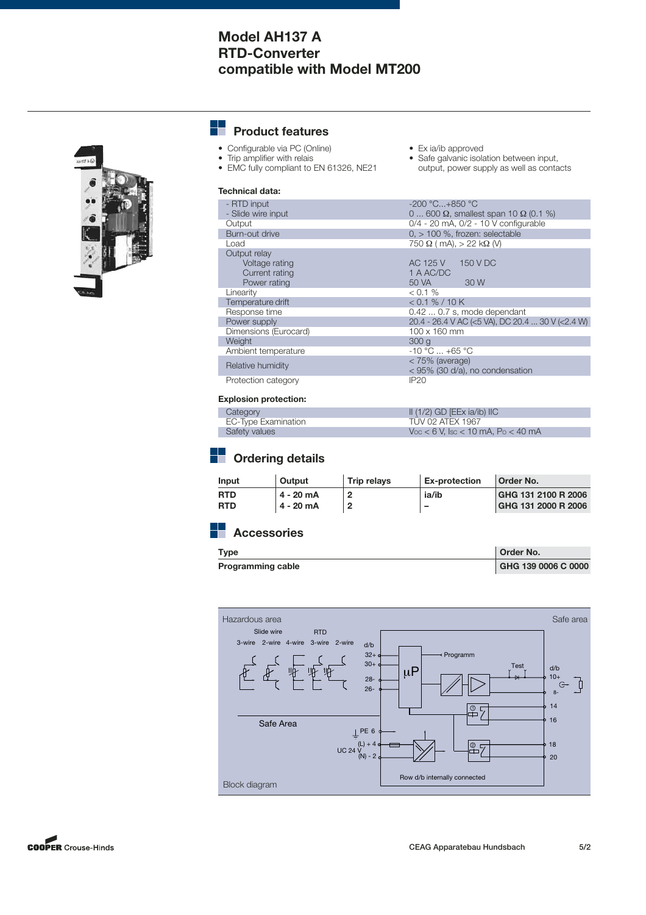# Model AH137 A
# RTD-Converter
# compatible with Model MT200

## Product features

- Configurable via PC (Online)
- Trip amplifier with relais
- EMC fully compliant to EN 61326, NE21
- Ex ia/ib approved
- Safe galvanic isolation between input, output, power supply as well as contacts

**Technical data:**

| | |
|---|---|
| - RTD input | -200 °C...+850 °C |
| - Slide wire input | 0 ... 600 Ω, smallest span 10 Ω (0.1 %) |
| Output | 0/4 - 20 mA, 0/2 - 10 V configurable |
| Burn-out drive | 0, > 100 %, frozen: selectable |
| Load | 750 Ω ( mA), > 22 kΩ (V) |
| Output relay | |
| Voltage rating | AC 125 V   150 V DC |
| Current rating | 1 A AC/DC |
| Power rating | 50 VA   30 W |
| Linearity | < 0.1 % |
| Temperature drift | < 0.1 % / 10 K |
| Response time | 0.42 ... 0.7 s, mode dependant |
| Power supply | 20.4 - 26.4 V AC (<5 VA), DC 20.4 ... 30 V (<2.4 W) |
| Dimensions (Eurocard) | 100 x 160 mm |
| Weight | 300 g |
| Ambient temperature | -10 °C ... +65 °C |
| Relative humidity | < 75% (average)<br>< 95% (30 d/a), no condensation |
| Protection category | IP20 |

**Explosion protection:**

| | |
|---|---|
| Category | II (1/2) GD [EEx ia/ib] IIC |
| EC-Type Examination | TÜV 02 ATEX 1967 |
| Safety values | $V_{OC}$ < 6 V, $I_{SC}$ < 10 mA, $P_O$ < 40 mA |

## Ordering details

| Input | Output | Trip relays | Ex-protection | Order No. |
|---|---|---|---|---|
| **RTD** | **4 - 20 mA** | **2** | **ia/ib** | **GHG 131 2100 R 2006** |
| **RTD** | **4 - 20 mA** | **2** | **–** | **GHG 131 2000 R 2006** |

## Accessories

| Type | Order No. |
|---|---|
| **Programming cable** | **GHG 139 0006 C 0000** |

Hazardous area | Safe area

Slide wire: 3-wire, 2-wire; RTD: 4-wire, 3-wire, 2-wire

d/b: 32+, 30+, 28-, 26-; µP; Programm; Test; d/b 10+, 8-; 14; 16; 18; 20

Safe Area; PE 6; UC 24 V (L) + 4, (N) - 2

Row d/b internally connected

Block diagram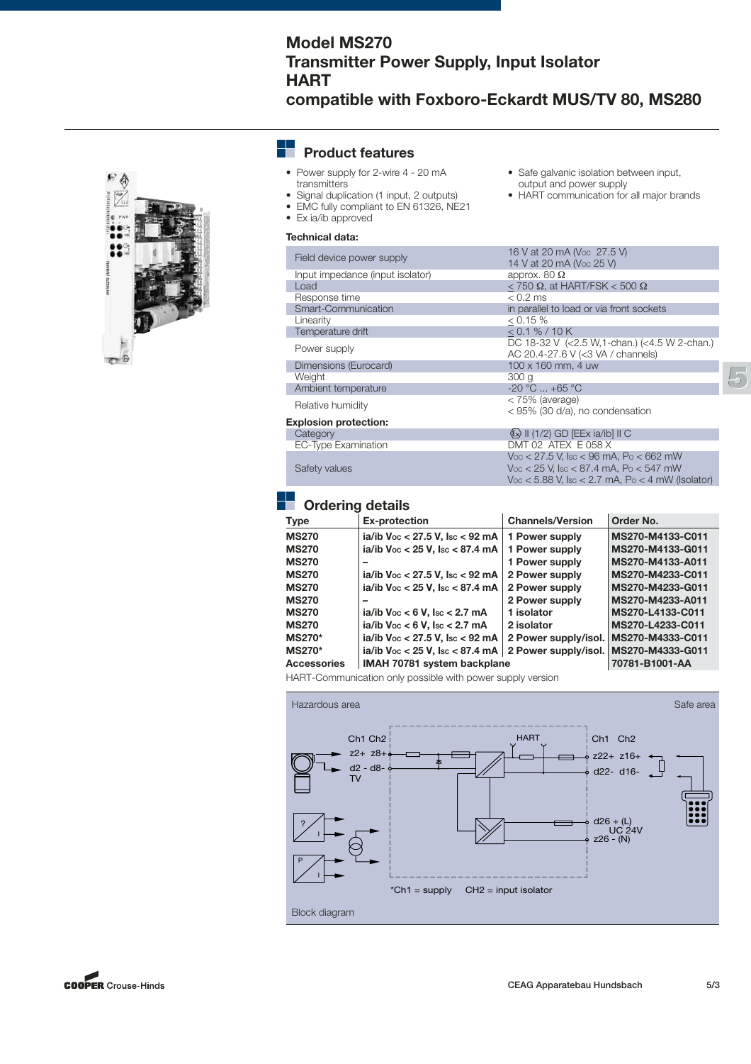# Model MS270
# Transmitter Power Supply, Input Isolator
# HART
# compatible with Foxboro-Eckardt MUS/TV 80, MS280

## Product features

- Power supply for 2-wire 4 - 20 mA transmitters
- Signal duplication (1 input, 2 outputs)
- EMC fully compliant to EN 61326, NE21
- Ex ia/ib approved
- Safe galvanic isolation between input, output and power supply
- HART communication for all major brands

**Technical data:**

| | |
|---|---|
| Field device power supply | 16 V at 20 mA ($V_{OC}$ 27.5 V)<br>14 V at 20 mA ($V_{OC}$ 25 V) |
| Input impedance (input isolator) | approx. 80 Ω |
| Load | ≤ 750 Ω, at HART/FSK < 500 Ω |
| Response time | < 0.2 ms |
| Smart-Communication | in parallel to load or via front sockets |
| Linearity | ≤ 0.15 % |
| Temperature drift | ≤ 0.1 % / 10 K |
| Power supply | DC 18-32 V (<2.5 W,1-chan.) (<4.5 W 2-chan.)<br>AC 20.4-27.6 V (<3 VA / channels) |
| Dimensions (Eurocard) | 100 x 160 mm, 4 uw |
| Weight | 300 g |
| Ambient temperature | -20 °C ... +65 °C |
| Relative humidity | < 75% (average)<br>< 95% (30 d/a), no condensation |

**Explosion protection:**

| | |
|---|---|
| Category | Ex II (1/2) GD [EEx ia/ib] II C |
| EC-Type Examination | DMT 02 ATEX E 058 X |
| Safety values | $V_{OC}$ < 27.5 V, $I_{SC}$ < 96 mA, $P_O$ < 662 mW<br>$V_{OC}$ < 25 V, $I_{SC}$ < 87.4 mA, $P_O$ < 547 mW<br>$V_{OC}$ < 5.88 V, $I_{SC}$ < 2.7 mA, $P_O$ < 4 mW (Isolator) |

## Ordering details

| Type | Ex-protection | Channels/Version | Order No. |
|---|---|---|---|
| **MS270** | **ia/ib $V_{OC}$ < 27.5 V, $I_{SC}$ < 92 mA** | **1 Power supply** | **MS270-M4133-C011** |
| **MS270** | **ia/ib $V_{OC}$ < 25 V, $I_{SC}$ < 87.4 mA** | **1 Power supply** | **MS270-M4133-G011** |
| **MS270** | **–** | **1 Power supply** | **MS270-M4133-A011** |
| **MS270** | **ia/ib $V_{OC}$ < 27.5 V, $I_{SC}$ < 92 mA** | **2 Power supply** | **MS270-M4233-C011** |
| **MS270** | **ia/ib $V_{OC}$ < 25 V, $I_{SC}$ < 87.4 mA** | **2 Power supply** | **MS270-M4233-G011** |
| **MS270** | **–** | **2 Power supply** | **MS270-M4233-A011** |
| **MS270** | **ia/ib $V_{OC}$ < 6 V, $I_{SC}$ < 2.7 mA** | **1 isolator** | **MS270-L4133-C011** |
| **MS270** | **ia/ib $V_{OC}$ < 6 V, $I_{SC}$ < 2.7 mA** | **2 isolator** | **MS270-L4233-C011** |
| **MS270*** | **ia/ib $V_{OC}$ < 27.5 V, $I_{SC}$ < 92 mA** | **2 Power supply/isol.** | **MS270-M4333-C011** |
| **MS270*** | **ia/ib $V_{OC}$ < 25 V, $I_{SC}$ < 87.4 mA** | **2 Power supply/isol.** | **MS270-M4333-G011** |
| **Accessories** | **IMAH 70781 system backplane** | | **70781-B1001-AA** |

HART-Communication only possible with power supply version

Hazardous area — Safe area

Ch1 Ch2 — z2+ z8+ — d2 - d8- — TV — HART — Ch1 Ch2 — z22+ z16+ — d22- d16- — d26 + (L) UC 24V — z26 - (N)

*Ch1 = supply CH2 = input isolator

Block diagram

CEAG Apparatebau Hundsbach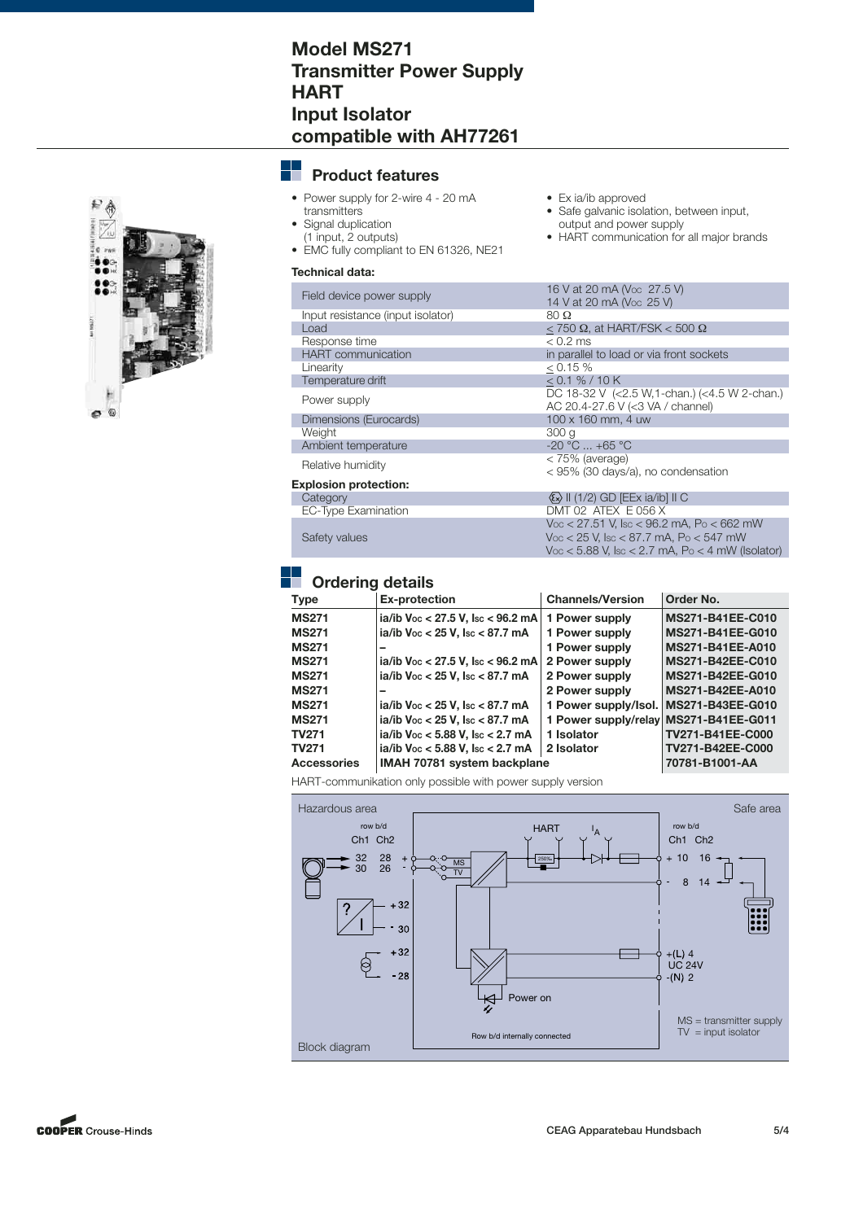# Model MS271
# Transmitter Power Supply
# HART
# Input Isolator
# compatible with AH77261

## Product features

- Power supply for 2-wire 4 - 20 mA transmitters
- Signal duplication (1 input, 2 outputs)
- EMC fully compliant to EN 61326, NE21
- Ex ia/ib approved
- Safe galvanic isolation, between input, output and power supply
- HART communication for all major brands

### Technical data:

| | |
|---|---|
| Field device power supply | 16 V at 20 mA ($V_{OC}$ 27.5 V)<br>14 V at 20 mA ($V_{OC}$ 25 V) |
| Input resistance (input isolator) | 80 Ω |
| Load | ≤ 750 Ω, at HART/FSK < 500 Ω |
| Response time | < 0.2 ms |
| HART communication | in parallel to load or via front sockets |
| Linearity | ≤ 0.15 % |
| Temperature drift | ≤ 0.1 % / 10 K |
| Power supply | DC 18-32 V (<2.5 W,1-chan.) (<4.5 W 2-chan.)<br>AC 20.4-27.6 V (<3 VA / channel) |
| Dimensions (Eurocards) | 100 x 160 mm, 4 uw |
| Weight | 300 g |
| Ambient temperature | -20 °C ... +65 °C |
| Relative humidity | < 75% (average)<br>< 95% (30 days/a), no condensation |

### Explosion protection:

| | |
|---|---|
| Category | Ex II (1/2) GD [EEx ia/ib] II C |
| EC-Type Examination | DMT 02 ATEX E 056 X |
| Safety values | $V_{OC}$ < 27.51 V, $I_{SC}$ < 96.2 mA, $P_O$ < 662 mW<br>$V_{OC}$ < 25 V, $I_{SC}$ < 87.7 mA, $P_O$ < 547 mW<br>$V_{OC}$ < 5.88 V, $I_{SC}$ < 2.7 mA, $P_O$ < 4 mW (Isolator) |

## Ordering details

| Type | Ex-protection | Channels/Version | Order No. |
|---|---|---|---|
| **MS271** | **ia/ib $V_{OC}$ < 27.5 V, $I_{SC}$ < 96.2 mA** | **1 Power supply** | **MS271-B41EE-C010** |
| **MS271** | **ia/ib $V_{OC}$ < 25 V, $I_{SC}$ < 87.7 mA** | **1 Power supply** | **MS271-B41EE-G010** |
| **MS271** | **–** | **1 Power supply** | **MS271-B41EE-A010** |
| **MS271** | **ia/ib $V_{OC}$ < 27.5 V, $I_{SC}$ < 96.2 mA** | **2 Power supply** | **MS271-B42EE-C010** |
| **MS271** | **ia/ib $V_{OC}$ < 25 V, $I_{SC}$ < 87.7 mA** | **2 Power supply** | **MS271-B42EE-G010** |
| **MS271** | **–** | **2 Power supply** | **MS271-B42EE-A010** |
| **MS271** | **ia/ib $V_{OC}$ < 25 V, $I_{SC}$ < 87.7 mA** | **1 Power supply/Isol.** | **MS271-B43EE-G010** |
| **MS271** | **ia/ib $V_{OC}$ < 25 V, $I_{SC}$ < 87.7 mA** | **1 Power supply/relay** | **MS271-B41EE-G011** |
| **TV271** | **ia/ib $V_{OC}$ < 5.88 V, $I_{SC}$ < 2.7 mA** | **1 Isolator** | **TV271-B41EE-C000** |
| **TV271** | **ia/ib $V_{OC}$ < 5.88 V, $I_{SC}$ < 2.7 mA** | **2 Isolator** | **TV271-B42EE-C000** |
| **Accessories** | **IMAH 70781 system backplane** | | **70781-B1001-AA** |

HART-communikation only possible with power supply version

Hazardous area | Safe area

MS = transmitter supply
TV = input isolator

Row b/d internally connected

Block diagram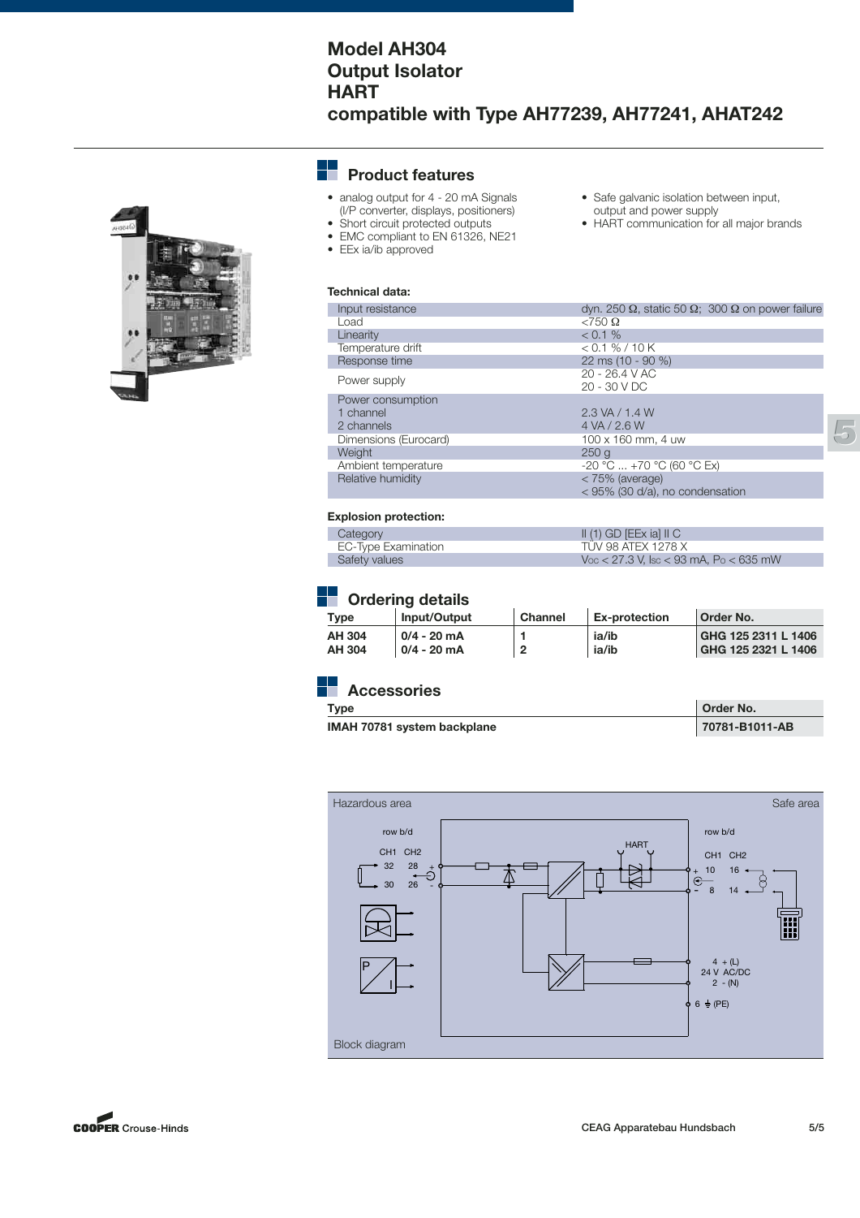# Model AH304 Output Isolator HART compatible with Type AH77239, AH77241, AHAT242

## Product features

- analog output for 4 - 20 mA Signals (I/P converter, displays, positioners)
- Short circuit protected outputs
- EMC compliant to EN 61326, NE21
- EEx ia/ib approved
- Safe galvanic isolation between input, output and power supply
- HART communication for all major brands

**Technical data:**

| | |
|---|---|
| Input resistance | dyn. 250 Ω, static 50 Ω; 300 Ω on power failure |
| Load | <750 Ω |
| Linearity | < 0.1 % |
| Temperature drift | < 0.1 % / 10 K |
| Response time | 22 ms (10 - 90 %) |
| Power supply | 20 - 26.4 V AC<br>20 - 30 V DC |
| Power consumption<br>1 channel<br>2 channels | <br>2.3 VA / 1.4 W<br>4 VA / 2.6 W |
| Dimensions (Eurocard) | 100 x 160 mm, 4 uw |
| Weight | 250 g |
| Ambient temperature | -20 °C ... +70 °C (60 °C Ex) |
| Relative humidity | < 75% (average)<br>< 95% (30 d/a), no condensation |

**Explosion protection:**

| | |
|---|---|
| Category | II (1) GD [EEx ia] II C |
| EC-Type Examination | TÜV 98 ATEX 1278 X |
| Safety values | $V_{OC}$ < 27.3 V, $I_{SC}$ < 93 mA, $P_O$ < 635 mW |

## Ordering details

| Type | Input/Output | Channel | Ex-protection | Order No. |
|---|---|---|---|---|
| **AH 304** | **0/4 - 20 mA** | **1** | **ia/ib** | **GHG 125 2311 L 1406** |
| **AH 304** | **0/4 - 20 mA** | **2** | **ia/ib** | **GHG 125 2321 L 1406** |

## Accessories

| Type | Order No. |
|---|---|
| **IMAH 70781 system backplane** | **70781-B1011-AB** |

Hazardous area — Safe area

row b/d — CH1 CH2 — 32 28 — 30 26

HART

row b/d — CH1 CH2 — + 10 16 — - 8 14

4 + (L) 24 V AC/DC 2 - (N)

6 ⏚ (PE)

Block diagram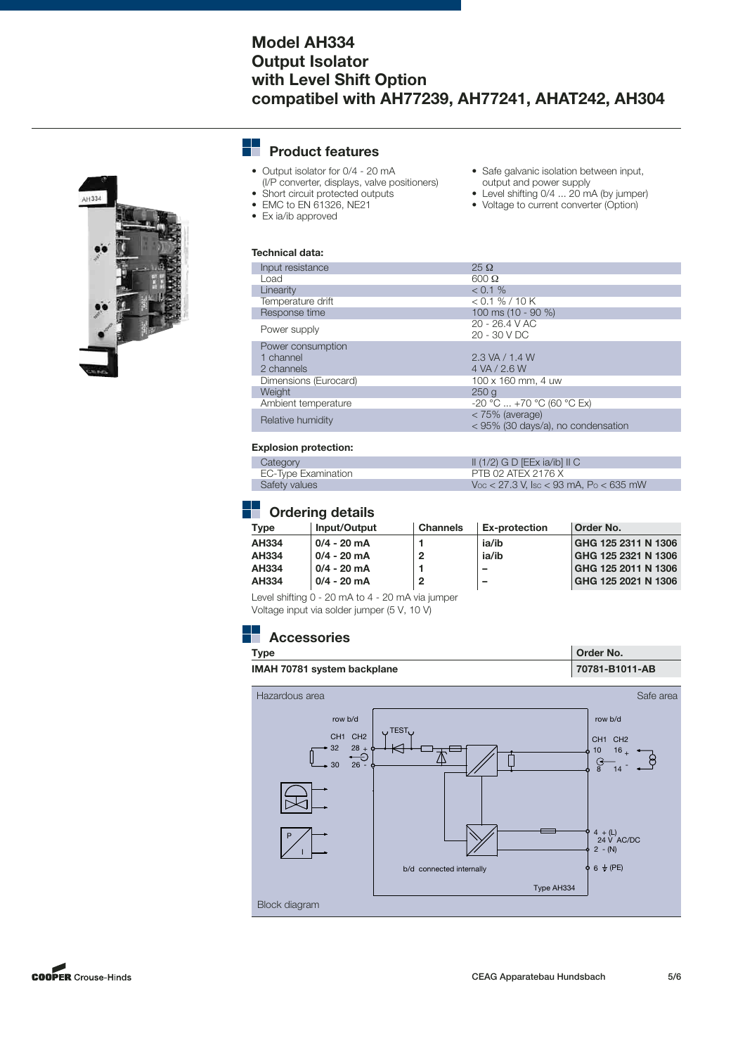# Model AH334
# Output Isolator
# with Level Shift Option
# compatibel with AH77239, AH77241, AHAT242, AH304

## Product features

- Output isolator for 0/4 - 20 mA (I/P converter, displays, valve positioners)
- Short circuit protected outputs
- EMC to EN 61326, NE21
- Ex ia/ib approved
- Safe galvanic isolation between input, output and power supply
- Level shifting 0/4 ... 20 mA (by jumper)
- Voltage to current converter (Option)

**Technical data:**

| | |
|---|---|
| Input resistance | 25 Ω |
| Load | 600 Ω |
| Linearity | < 0.1 % |
| Temperature drift | < 0.1 % / 10 K |
| Response time | 100 ms (10 - 90 %) |
| Power supply | 20 - 26.4 V AC<br>20 - 30 V DC |
| Power consumption<br>1 channel<br>2 channels | <br>2.3 VA / 1.4 W<br>4 VA / 2.6 W |
| Dimensions (Eurocard) | 100 x 160 mm, 4 uw |
| Weight | 250 g |
| Ambient temperature | -20 °C ... +70 °C (60 °C Ex) |
| Relative humidity | < 75% (average)<br>< 95% (30 days/a), no condensation |

**Explosion protection:**

| | |
|---|---|
| Category | II (1/2) G D [EEx ia/ib] II C |
| EC-Type Examination | PTB 02 ATEX 2176 X |
| Safety values | $V_{OC}$ < 27.3 V, $I_{SC}$ < 93 mA, $P_O$ < 635 mW |

## Ordering details

| Type | Input/Output | Channels | Ex-protection | Order No. |
|---|---|---|---|---|
| **AH334** | **0/4 - 20 mA** | **1** | **ia/ib** | **GHG 125 2311 N 1306** |
| **AH334** | **0/4 - 20 mA** | **2** | **ia/ib** | **GHG 125 2321 N 1306** |
| **AH334** | **0/4 - 20 mA** | **1** | **–** | **GHG 125 2011 N 1306** |
| **AH334** | **0/4 - 20 mA** | **2** | **–** | **GHG 125 2021 N 1306** |

Level shifting 0 - 20 mA to 4 - 20 mA via jumper
Voltage input via solder jumper (5 V, 10 V)

## Accessories

| Type | Order No. |
|---|---|
| **IMAH 70781 system backplane** | **70781-B1011-AB** |

Hazardous area — Safe area

row b/d: CH1 CH2 — 32 28 +, 30 26 - ; TEST

row b/d: CH1 CH2 — 10 16 +, 8 14 -

4 + (L) 24 V AC/DC, 2 - (N), 6 ⏚ (PE)

b/d connected internally

Type AH334

Block diagram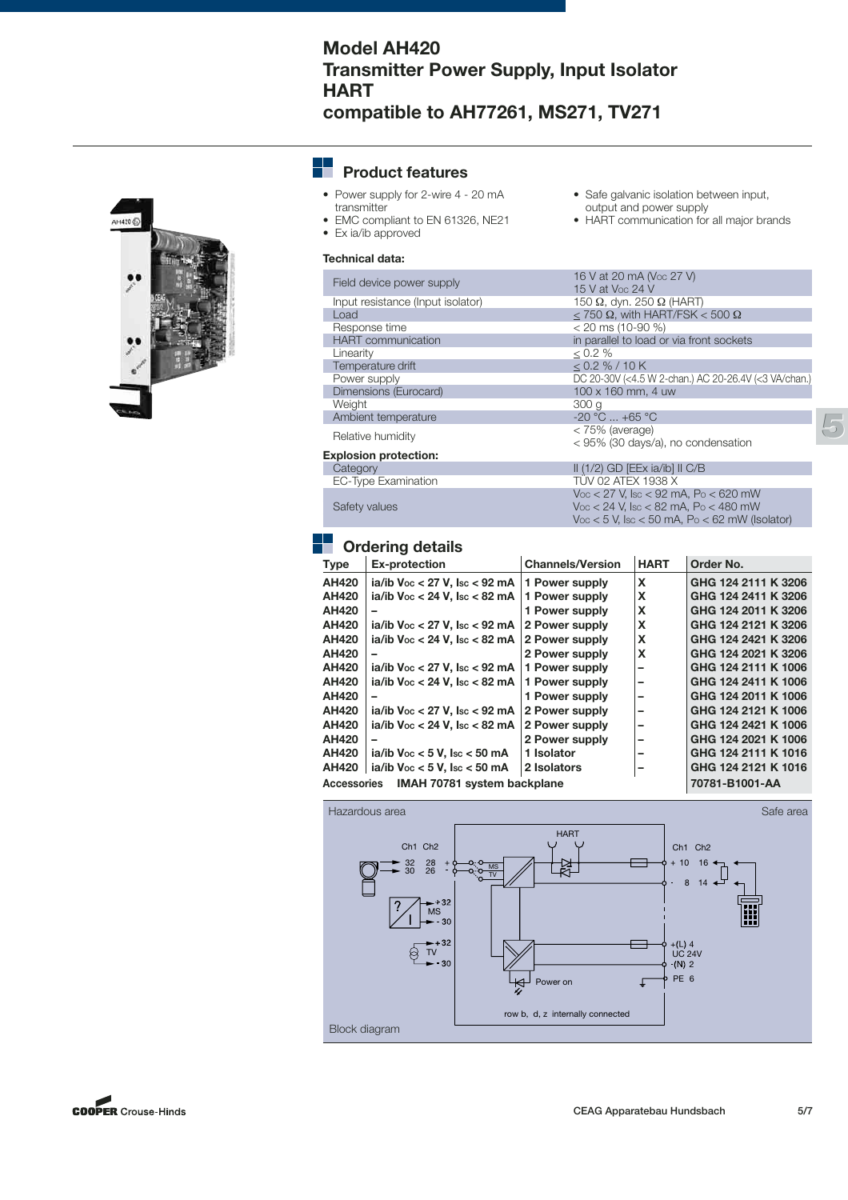# Model AH420
# Transmitter Power Supply, Input Isolator HART
# compatible to AH77261, MS271, TV271

## Product features

- Power supply for 2-wire 4 - 20 mA transmitter
- EMC compliant to EN 61326, NE21
- Ex ia/ib approved
- Safe galvanic isolation between input, output and power supply
- HART communication for all major brands

**Technical data:**

| | |
|---|---|
| Field device power supply | 16 V at 20 mA ($V_{OC}$ 27 V)<br>15 V at $V_{OC}$ 24 V |
| Input resistance (Input isolator) | 150 Ω, dyn. 250 Ω (HART) |
| Load | ≤ 750 Ω, with HART/FSK < 500 Ω |
| Response time | < 20 ms (10-90 %) |
| HART communication | in parallel to load or via front sockets |
| Linearity | ≤ 0.2 % |
| Temperature drift | ≤ 0.2 % / 10 K |
| Power supply | DC 20-30V (<4.5 W 2-chan.) AC 20-26.4V (<3 VA/chan.) |
| Dimensions (Eurocard) | 100 x 160 mm, 4 uw |
| Weight | 300 g |
| Ambient temperature | -20 °C ... +65 °C |
| Relative humidity | < 75% (average)<br>< 95% (30 days/a), no condensation |
| **Explosion protection:** | |
| Category | II (1/2) GD [EEx ia/ib] II C/B |
| EC-Type Examination | TÜV 02 ATEX 1938 X |
| Safety values | $V_{OC}$ < 27 V, $I_{SC}$ < 92 mA, $P_O$ < 620 mW<br>$V_{OC}$ < 24 V, $I_{SC}$ < 82 mA, $P_O$ < 480 mW<br>$V_{OC}$ < 5 V, $I_{SC}$ < 50 mA, $P_O$ < 62 mW (Isolator) |

## Ordering details

| Type | Ex-protection | Channels/Version | HART | Order No. |
|---|---|---|---|---|
| AH420 | ia/ib $V_{OC}$ < 27 V, $I_{SC}$ < 92 mA | 1 Power supply | X | GHG 124 2111 K 3206 |
| AH420 | ia/ib $V_{OC}$ < 24 V, $I_{SC}$ < 82 mA | 1 Power supply | X | GHG 124 2411 K 3206 |
| AH420 | – | 1 Power supply | X | GHG 124 2011 K 3206 |
| AH420 | ia/ib $V_{OC}$ < 27 V, $I_{SC}$ < 92 mA | 2 Power supply | X | GHG 124 2121 K 3206 |
| AH420 | ia/ib $V_{OC}$ < 24 V, $I_{SC}$ < 82 mA | 2 Power supply | X | GHG 124 2421 K 3206 |
| AH420 | – | 2 Power supply | X | GHG 124 2021 K 3206 |
| AH420 | ia/ib $V_{OC}$ < 27 V, $I_{SC}$ < 92 mA | 1 Power supply | – | GHG 124 2111 K 1006 |
| AH420 | ia/ib $V_{OC}$ < 24 V, $I_{SC}$ < 82 mA | 1 Power supply | – | GHG 124 2411 K 1006 |
| AH420 | – | 1 Power supply | – | GHG 124 2011 K 1006 |
| AH420 | ia/ib $V_{OC}$ < 27 V, $I_{SC}$ < 92 mA | 2 Power supply | – | GHG 124 2121 K 1006 |
| AH420 | ia/ib $V_{OC}$ < 24 V, $I_{SC}$ < 82 mA | 2 Power supply | – | GHG 124 2421 K 1006 |
| AH420 | – | 2 Power supply | – | GHG 124 2021 K 1006 |
| AH420 | ia/ib $V_{OC}$ < 5 V, $I_{SC}$ < 50 mA | 1 Isolator | – | GHG 124 2111 K 1016 |
| AH420 | ia/ib $V_{OC}$ < 5 V, $I_{SC}$ < 50 mA | 2 Isolators | – | GHG 124 2121 K 1016 |
| Accessories | IMAH 70781 system backplane | | | 70781-B1001-AA |

Hazardous area — Safe area

HART, Ch1 Ch2, 32 28 +, 30 26 -, MS, TV, +32, -30, Ch1 Ch2, + 10 16, - 8 14, +(L) 4, UC 24V, -(N) 2, PE 6, Power on, row b, d, z internally connected

Block diagram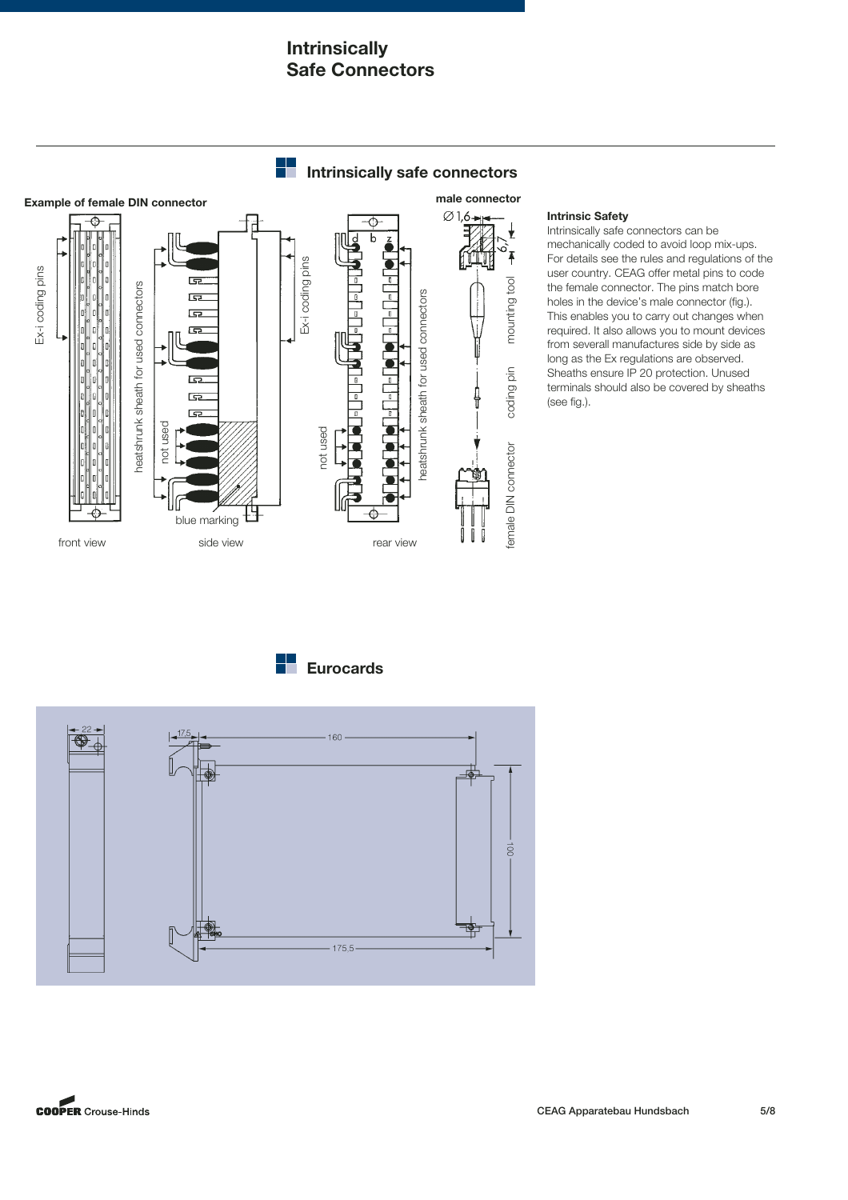# Intrinsically Safe Connectors

## Intrinsically safe connectors

**Example of female DIN connector**

**male connector**

Ex-i coding pins

heatshrunk sheath for used connectors

not used

blue marking

Ex-i coding pins

d b z

not used

heatshrunk sheath for used connectors

Ø 1,6

6,7

mounting tool

coding pin

female DIN connector

front view

side view

rear view

**Intrinsic Safety**

Intrinsically safe connectors can be mechanically coded to avoid loop mix-ups. For details see the rules and regulations of the user country. CEAG offer metal pins to code the female connector. The pins match bore holes in the device's male connector (fig.). This enables you to carry out changes when required. It also allows you to mount devices from severall manufactures side by side as long as the Ex regulations are observed. Sheaths ensure IP 20 protection. Unused terminals should also be covered by sheaths (see fig.).

## Eurocards

22

17,5

160

100

175.5